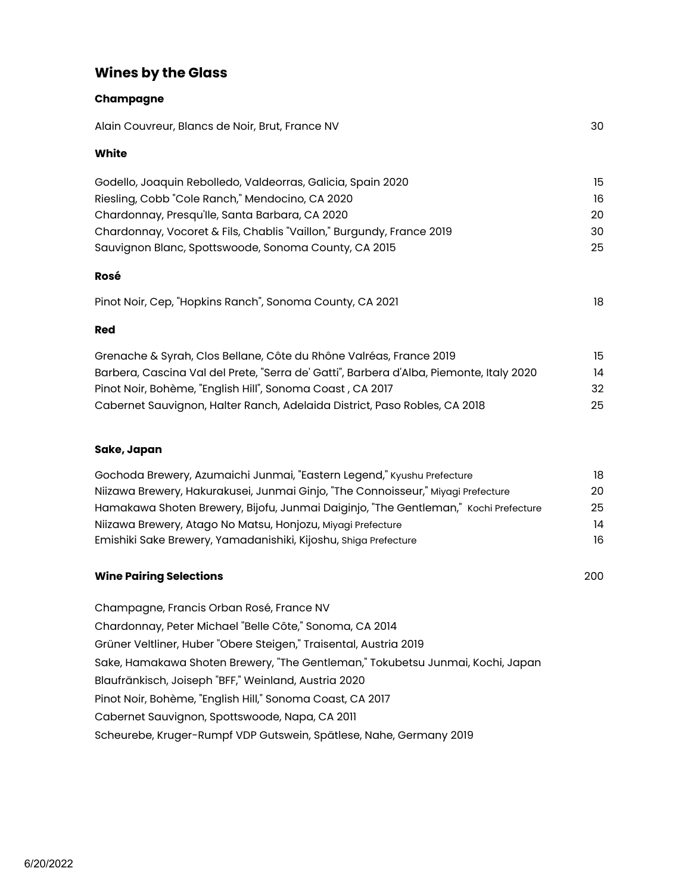# Wines by the Glass

### Champagne

| | |
|---|---|
| Alain Couvreur, Blancs de Noir, Brut, France NV | 30 |

### White

| | |
|---|---|
| Godello, Joaquin Rebolledo, Valdeorras, Galicia, Spain 2020 | 15 |
| Riesling, Cobb "Cole Ranch," Mendocino, CA 2020 | 16 |
| Chardonnay, Presqu'Ile, Santa Barbara, CA 2020 | 20 |
| Chardonnay, Vocoret & Fils, Chablis "Vaillon," Burgundy, France 2019 | 30 |
| Sauvignon Blanc, Spottswoode, Sonoma County, CA 2015 | 25 |

### Rosé

| | |
|---|---|
| Pinot Noir, Cep, "Hopkins Ranch", Sonoma County, CA 2021 | 18 |

### Red

| | |
|---|---|
| Grenache & Syrah, Clos Bellane, Côte du Rhône Valréas, France 2019 | 15 |
| Barbera, Cascina Val del Prete, "Serra de' Gatti", Barbera d'Alba, Piemonte, Italy 2020 | 14 |
| Pinot Noir, Bohème, "English Hill", Sonoma Coast , CA 2017 | 32 |
| Cabernet Sauvignon, Halter Ranch, Adelaida District, Paso Robles, CA 2018 | 25 |

### Sake, Japan

| | |
|---|---|
| Gochoda Brewery, Azumaichi Junmai, "Eastern Legend," Kyushu Prefecture | 18 |
| Niizawa Brewery, Hakurakusei, Junmai Ginjo, "The Connoisseur," Miyagi Prefecture | 20 |
| Hamakawa Shoten Brewery, Bijofu, Junmai Daiginjo, "The Gentleman," Kochi Prefecture | 25 |
| Niizawa Brewery, Atago No Matsu, Honjozu, Miyagi Prefecture | 14 |
| Emishiki Sake Brewery, Yamadanishiki, Kijoshu, Shiga Prefecture | 16 |

### Wine Pairing Selections — 200

Champagne, Francis Orban Rosé, France NV
Chardonnay, Peter Michael "Belle Côte," Sonoma, CA 2014
Grüner Veltliner, Huber "Obere Steigen," Traisental, Austria 2019
Sake, Hamakawa Shoten Brewery, "The Gentleman," Tokubetsu Junmai, Kochi, Japan
Blaufränkisch, Joiseph "BFF," Weinland, Austria 2020
Pinot Noir, Bohème, "English Hill," Sonoma Coast, CA 2017
Cabernet Sauvignon, Spottswoode, Napa, CA 2011
Scheurebe, Kruger-Rumpf VDP Gutswein, Spätlese, Nahe, Germany 2019

6/20/2022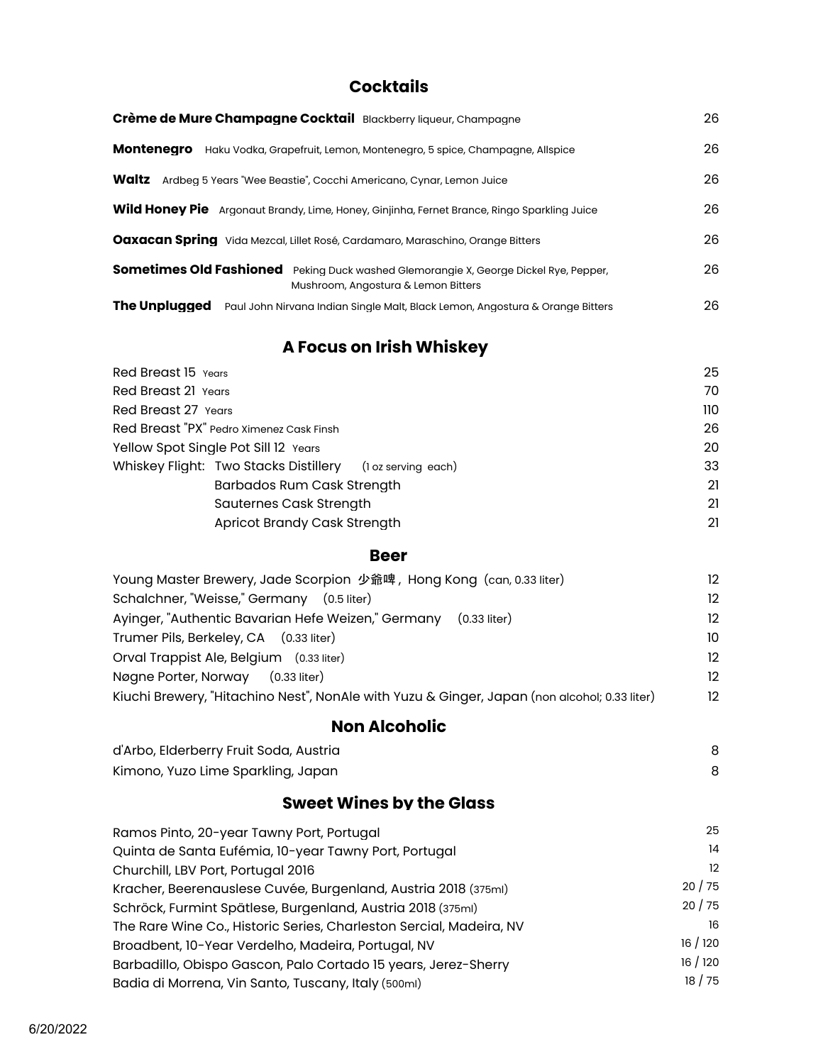## Cocktails

| | |
|---|---|
| **Crème de Mure Champagne Cocktail** Blackberry liqueur, Champagne | 26 |
| **Montenegro** Haku Vodka, Grapefruit, Lemon, Montenegro, 5 spice, Champagne, Allspice | 26 |
| **Waltz** Ardbeg 5 Years "Wee Beastie", Cocchi Americano, Cynar, Lemon Juice | 26 |
| **Wild Honey Pie** Argonaut Brandy, Lime, Honey, Ginjinha, Fernet Brance, Ringo Sparkling Juice | 26 |
| **Oaxacan Spring** Vida Mezcal, Lillet Rosé, Cardamaro, Maraschino, Orange Bitters | 26 |
| **Sometimes Old Fashioned** Peking Duck washed Glemorangie X, George Dickel Rye, Pepper, Mushroom, Angostura & Lemon Bitters | 26 |
| **The Unplugged** Paul John Nirvana Indian Single Malt, Black Lemon, Angostura & Orange Bitters | 26 |

## A Focus on Irish Whiskey

| | |
|---|---|
| Red Breast 15 Years | 25 |
| Red Breast 21 Years | 70 |
| Red Breast 27 Years | 110 |
| Red Breast "PX" Pedro Ximenez Cask Finsh | 26 |
| Yellow Spot Single Pot Sill 12 Years | 20 |
| Whiskey Flight: Two Stacks Distillery (1 oz serving each) | 33 |
| Barbados Rum Cask Strength | 21 |
| Sauternes Cask Strength | 21 |
| Apricot Brandy Cask Strength | 21 |

## Beer

| | |
|---|---|
| Young Master Brewery, Jade Scorpion 少爺啤, Hong Kong (can, 0.33 liter) | 12 |
| Schalchner, "Weisse," Germany (0.5 liter) | 12 |
| Ayinger, "Authentic Bavarian Hefe Weizen," Germany (0.33 liter) | 12 |
| Trumer Pils, Berkeley, CA (0.33 liter) | 10 |
| Orval Trappist Ale, Belgium (0.33 liter) | 12 |
| Nøgne Porter, Norway (0.33 liter) | 12 |
| Kiuchi Brewery, "Hitachino Nest", NonAle with Yuzu & Ginger, Japan (non alcohol; 0.33 liter) | 12 |

## Non Alcoholic

| | |
|---|---|
| d'Arbo, Elderberry Fruit Soda, Austria | 8 |
| Kimono, Yuzo Lime Sparkling, Japan | 8 |

## Sweet Wines by the Glass

| | |
|---|---|
| Ramos Pinto, 20-year Tawny Port, Portugal | 25 |
| Quinta de Santa Eufémia, 10-year Tawny Port, Portugal | 14 |
| Churchill, LBV Port, Portugal 2016 | 12 |
| Kracher, Beerenauslese Cuvée, Burgenland, Austria 2018 (375ml) | 20 / 75 |
| Schröck, Furmint Spätlese, Burgenland, Austria 2018 (375ml) | 20 / 75 |
| The Rare Wine Co., Historic Series, Charleston Sercial, Madeira, NV | 16 |
| Broadbent, 10-Year Verdelho, Madeira, Portugal, NV | 16 / 120 |
| Barbadillo, Obispo Gascon, Palo Cortado 15 years, Jerez-Sherry | 16 / 120 |
| Badia di Morrena, Vin Santo, Tuscany, Italy (500ml) | 18 / 75 |

6/20/2022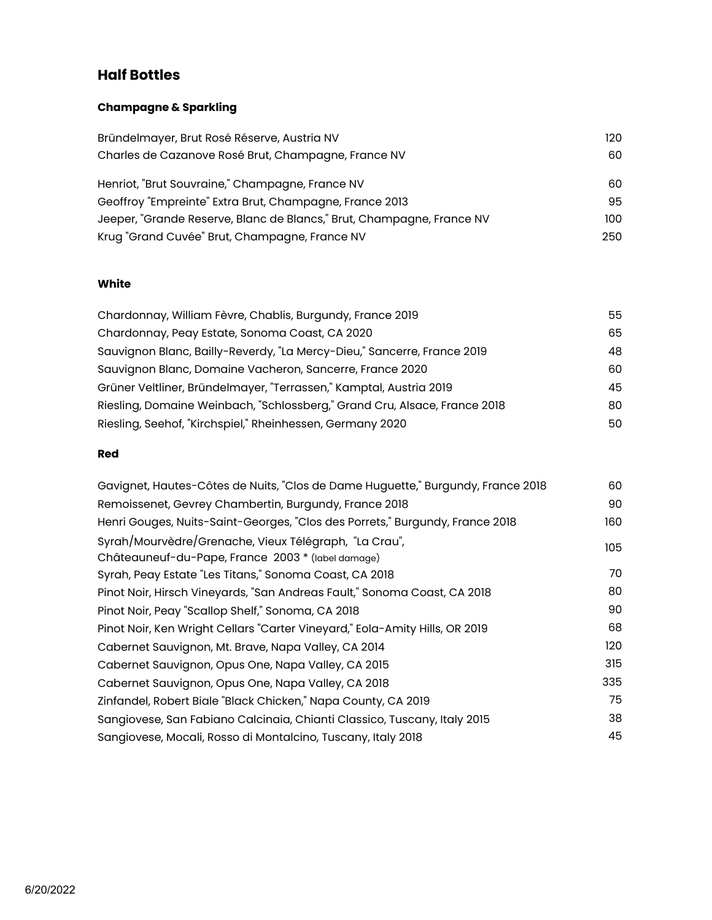## Half Bottles

### Champagne & Sparkling

| | |
|---|---|
| Bründelmayer, Brut Rosé Réserve, Austria NV | 120 |
| Charles de Cazanove Rosé Brut, Champagne, France NV | 60 |
| Henriot, "Brut Souvraine," Champagne, France NV | 60 |
| Geoffroy "Empreinte" Extra Brut, Champagne, France 2013 | 95 |
| Jeeper, "Grande Reserve, Blanc de Blancs," Brut, Champagne, France NV | 100 |
| Krug "Grand Cuvée" Brut, Champagne, France NV | 250 |

### White

| | |
|---|---|
| Chardonnay, William Fèvre, Chablis, Burgundy, France 2019 | 55 |
| Chardonnay, Peay Estate, Sonoma Coast, CA 2020 | 65 |
| Sauvignon Blanc, Bailly-Reverdy, "La Mercy-Dieu," Sancerre, France 2019 | 48 |
| Sauvignon Blanc, Domaine Vacheron, Sancerre, France 2020 | 60 |
| Grüner Veltliner, Bründelmayer, "Terrassen," Kamptal, Austria 2019 | 45 |
| Riesling, Domaine Weinbach, "Schlossberg," Grand Cru, Alsace, France 2018 | 80 |
| Riesling, Seehof, "Kirchspiel," Rheinhessen, Germany 2020 | 50 |

### Red

| | |
|---|---|
| Gavignet, Hautes-Côtes de Nuits, "Clos de Dame Huguette," Burgundy, France 2018 | 60 |
| Remoissenet, Gevrey Chambertin, Burgundy, France 2018 | 90 |
| Henri Gouges, Nuits-Saint-Georges, "Clos des Porrets," Burgundy, France 2018 | 160 |
| Syrah/Mourvèdre/Grenache, Vieux Télégraph, "La Crau", Châteauneuf-du-Pape, France 2003 * (label damage) | 105 |
| Syrah, Peay Estate "Les Titans," Sonoma Coast, CA 2018 | 70 |
| Pinot Noir, Hirsch Vineyards, "San Andreas Fault," Sonoma Coast, CA 2018 | 80 |
| Pinot Noir, Peay "Scallop Shelf," Sonoma, CA 2018 | 90 |
| Pinot Noir, Ken Wright Cellars "Carter Vineyard," Eola-Amity Hills, OR 2019 | 68 |
| Cabernet Sauvignon, Mt. Brave, Napa Valley, CA 2014 | 120 |
| Cabernet Sauvignon, Opus One, Napa Valley, CA 2015 | 315 |
| Cabernet Sauvignon, Opus One, Napa Valley, CA 2018 | 335 |
| Zinfandel, Robert Biale "Black Chicken," Napa County, CA 2019 | 75 |
| Sangiovese, San Fabiano Calcinaia, Chianti Classico, Tuscany, Italy 2015 | 38 |
| Sangiovese, Mocali, Rosso di Montalcino, Tuscany, Italy 2018 | 45 |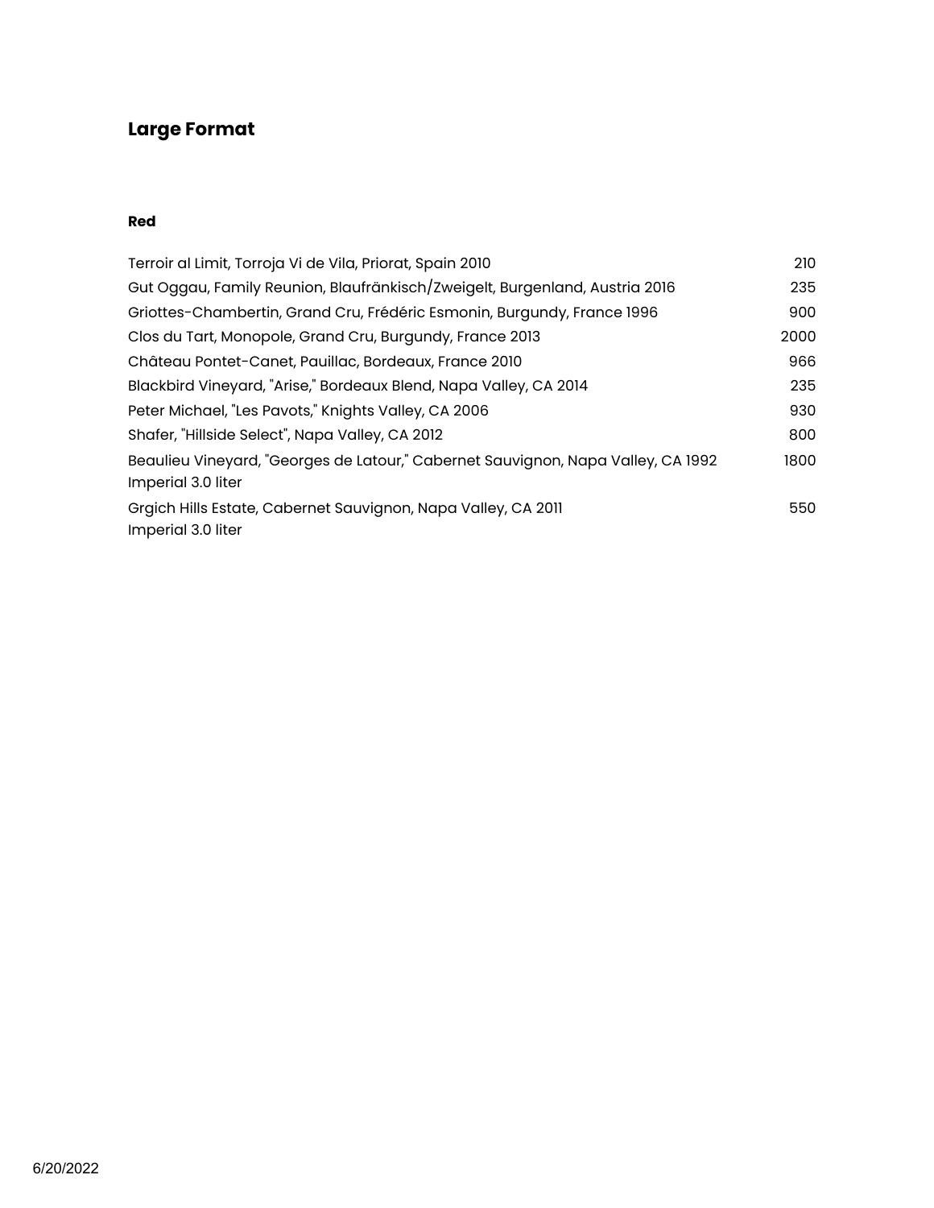# Large Format

### Red

| | |
|---|---|
| Terroir al Limit, Torroja Vi de Vila, Priorat, Spain 2010 | 210 |
| Gut Oggau, Family Reunion, Blaufränkisch/Zweigelt, Burgenland, Austria 2016 | 235 |
| Griottes-Chambertin, Grand Cru, Frédéric Esmonin, Burgundy, France 1996 | 900 |
| Clos du Tart, Monopole, Grand Cru, Burgundy, France 2013 | 2000 |
| Château Pontet-Canet, Pauillac, Bordeaux, France 2010 | 966 |
| Blackbird Vineyard, "Arise," Bordeaux Blend, Napa Valley, CA 2014 | 235 |
| Peter Michael, "Les Pavots," Knights Valley, CA 2006 | 930 |
| Shafer, "Hillside Select", Napa Valley, CA 2012 | 800 |
| Beaulieu Vineyard, "Georges de Latour," Cabernet Sauvignon, Napa Valley, CA 1992<br>Imperial 3.0 liter | 1800 |
| Grgich Hills Estate, Cabernet Sauvignon, Napa Valley, CA 2011<br>Imperial 3.0 liter | 550 |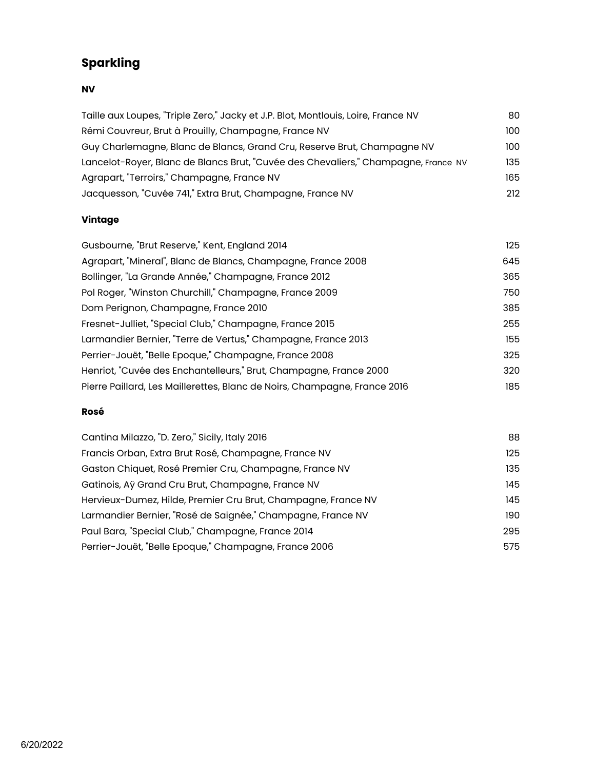# Sparkling

### NV

| | |
|---|---|
| Taille aux Loupes, "Triple Zero," Jacky et J.P. Blot, Montlouis, Loire, France NV | 80 |
| Rémi Couvreur, Brut à Prouilly, Champagne, France NV | 100 |
| Guy Charlemagne, Blanc de Blancs, Grand Cru, Reserve Brut, Champagne NV | 100 |
| Lancelot-Royer, Blanc de Blancs Brut, "Cuvée des Chevaliers," Champagne, France NV | 135 |
| Agrapart, "Terroirs," Champagne, France NV | 165 |
| Jacquesson, "Cuvée 741," Extra Brut, Champagne, France NV | 212 |

### Vintage

| | |
|---|---|
| Gusbourne, "Brut Reserve," Kent, England 2014 | 125 |
| Agrapart, "Mineral", Blanc de Blancs, Champagne, France 2008 | 645 |
| Bollinger, "La Grande Année," Champagne, France 2012 | 365 |
| Pol Roger, "Winston Churchill," Champagne, France 2009 | 750 |
| Dom Perignon, Champagne, France 2010 | 385 |
| Fresnet-Julliet, "Special Club," Champagne, France 2015 | 255 |
| Larmandier Bernier, "Terre de Vertus," Champagne, France 2013 | 155 |
| Perrier-Jouët, "Belle Epoque," Champagne, France 2008 | 325 |
| Henriot, "Cuvée des Enchantelleurs," Brut, Champagne, France 2000 | 320 |
| Pierre Paillard, Les Maillerettes, Blanc de Noirs, Champagne, France 2016 | 185 |

### Rosé

| | |
|---|---|
| Cantina Milazzo, "D. Zero," Sicily, Italy 2016 | 88 |
| Francis Orban, Extra Brut Rosé, Champagne, France NV | 125 |
| Gaston Chiquet, Rosé Premier Cru, Champagne, France NV | 135 |
| Gatinois, Aÿ Grand Cru Brut, Champagne, France NV | 145 |
| Hervieux-Dumez, Hilde, Premier Cru Brut, Champagne, France NV | 145 |
| Larmandier Bernier, "Rosé de Saignée," Champagne, France NV | 190 |
| Paul Bara, "Special Club," Champagne, France 2014 | 295 |
| Perrier-Jouët, "Belle Epoque," Champagne, France 2006 | 575 |

6/20/2022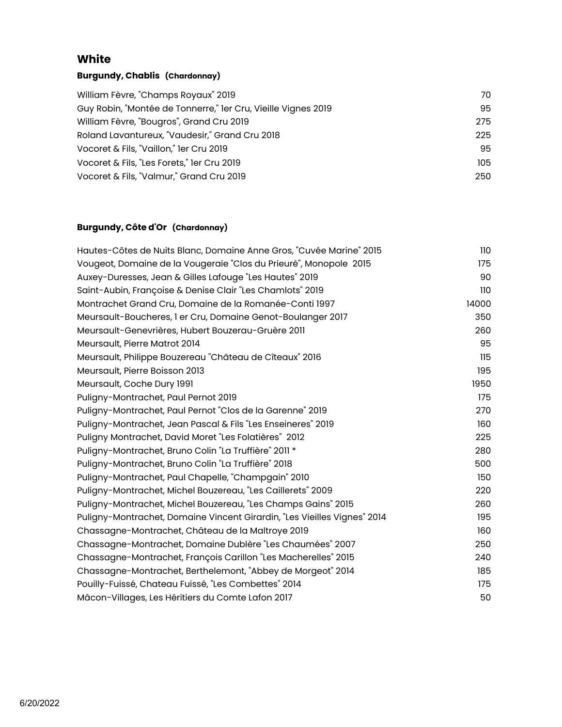# White

### Burgundy, Chablis (Chardonnay)

| | |
|---|---|
| William Fèvre, "Champs Royaux" 2019 | 70 |
| Guy Robin, "Montée de Tonnerre," 1er Cru, Vieille Vignes 2019 | 95 |
| William Fèvre, "Bougros", Grand Cru 2019 | 275 |
| Roland Lavantureux, "Vaudesir," Grand Cru 2018 | 225 |
| Vocoret & Fils, "Vaillon," 1er Cru 2019 | 95 |
| Vocoret & Fils, "Les Forets," 1er Cru 2019 | 105 |
| Vocoret & Fils, "Valmur," Grand Cru 2019 | 250 |

### Burgundy, Côte d'Or (Chardonnay)

| | |
|---|---|
| Hautes-Côtes de Nuits Blanc, Domaine Anne Gros, "Cuvée Marine" 2015 | 110 |
| Vougeot, Domaine de la Vougeraie "Clos du Prieuré", Monopole 2015 | 175 |
| Auxey-Duresses, Jean & Gilles Lafouge "Les Hautes" 2019 | 90 |
| Saint-Aubin, Françoise & Denise Clair "Les Chamlots" 2019 | 110 |
| Montrachet Grand Cru, Domaine de la Romanée-Conti 1997 | 14000 |
| Meursault-Boucheres, 1 er Cru, Domaine Genot-Boulanger 2017 | 350 |
| Meursault-Genevrières, Hubert Bouzerau-Gruère 2011 | 260 |
| Meursault, Pierre Matrot 2014 | 95 |
| Meursault, Philippe Bouzereau "Château de Cîteaux" 2016 | 115 |
| Meursault, Pierre Boisson 2013 | 195 |
| Meursault, Coche Dury 1991 | 1950 |
| Puligny-Montrachet, Paul Pernot 2019 | 175 |
| Puligny-Montrachet, Paul Pernot "Clos de la Garenne" 2019 | 270 |
| Puligny-Montrachet, Jean Pascal & Fils "Les Enseineres" 2019 | 160 |
| Puligny Montrachet, David Moret "Les Folatières" 2012 | 225 |
| Puligny-Montrachet, Bruno Colin "La Truffière" 2011 * | 280 |
| Puligny-Montrachet, Bruno Colin "La Truffière" 2018 | 500 |
| Puligny-Montrachet, Paul Chapelle, "Champgain" 2010 | 150 |
| Puligny-Montrachet, Michel Bouzereau, "Les Caillerets" 2009 | 220 |
| Puligny-Montrachet, Michel Bouzereau, "Les Champs Gains" 2015 | 260 |
| Puligny-Montrachet, Domaine Vincent Girardin, "Les Vieilles Vignes" 2014 | 195 |
| Chassagne-Montrachet, Château de la Maltroye 2019 | 160 |
| Chassagne-Montrachet, Domaine Dublère "Les Chaumées" 2007 | 250 |
| Chassagne-Montrachet, François Carillon "Les Macherelles" 2015 | 240 |
| Chassagne-Montrachet, Berthelemont, "Abbey de Morgeot" 2014 | 185 |
| Pouilly-Fuissé, Chateau Fuissé, "Les Combettes" 2014 | 175 |
| Mâcon-Villages, Les Héritiers du Comte Lafon 2017 | 50 |

6/20/2022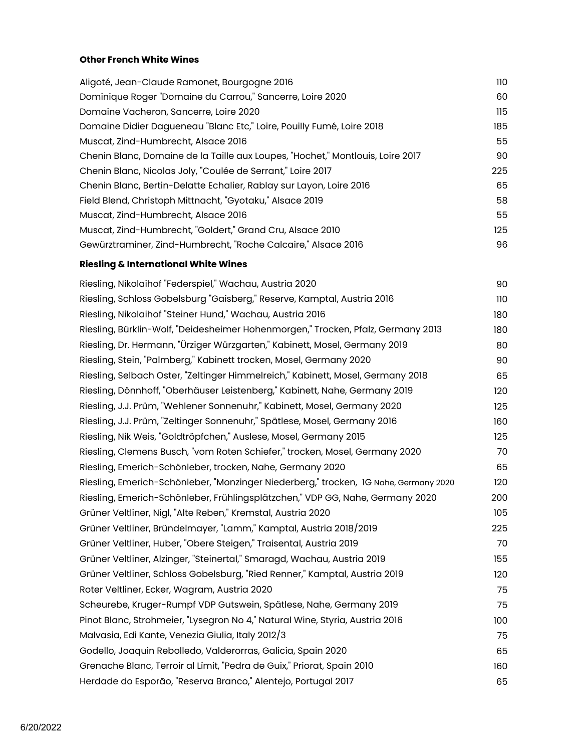**Other French White Wines**

| | |
|---|---|
| Aligoté, Jean-Claude Ramonet, Bourgogne 2016 | 110 |
| Dominique Roger "Domaine du Carrou," Sancerre, Loire 2020 | 60 |
| Domaine Vacheron, Sancerre, Loire 2020 | 115 |
| Domaine Didier Dagueneau "Blanc Etc," Loire, Pouilly Fumé, Loire 2018 | 185 |
| Muscat, Zind-Humbrecht, Alsace 2016 | 55 |
| Chenin Blanc, Domaine de la Taille aux Loupes, "Hochet," Montlouis, Loire 2017 | 90 |
| Chenin Blanc, Nicolas Joly, "Coulée de Serrant," Loire 2017 | 225 |
| Chenin Blanc, Bertin-Delatte Echalier, Rablay sur Layon, Loire 2016 | 65 |
| Field Blend, Christoph Mittnacht, "Gyotaku," Alsace 2019 | 58 |
| Muscat, Zind-Humbrecht, Alsace 2016 | 55 |
| Muscat, Zind-Humbrecht, "Goldert," Grand Cru, Alsace 2010 | 125 |
| Gewürztraminer, Zind-Humbrecht, "Roche Calcaire," Alsace 2016 | 96 |

**Riesling & International White Wines**

| | |
|---|---|
| Riesling, Nikolaihof "Federspiel," Wachau, Austria 2020 | 90 |
| Riesling, Schloss Gobelsburg "Gaisberg," Reserve, Kamptal, Austria 2016 | 110 |
| Riesling, Nikolaihof "Steiner Hund," Wachau, Austria 2016 | 180 |
| Riesling, Bürklin-Wolf, "Deidesheimer Hohenmorgen," Trocken, Pfalz, Germany 2013 | 180 |
| Riesling, Dr. Hermann, "Ürziger Würzgarten," Kabinett, Mosel, Germany 2019 | 80 |
| Riesling, Stein, "Palmberg," Kabinett trocken, Mosel, Germany 2020 | 90 |
| Riesling, Selbach Oster, "Zeltinger Himmelreich," Kabinett, Mosel, Germany 2018 | 65 |
| Riesling, Dönnhoff, "Oberhäuser Leistenberg," Kabinett, Nahe, Germany 2019 | 120 |
| Riesling, J.J. Prüm, "Wehlener Sonnenuhr," Kabinett, Mosel, Germany 2020 | 125 |
| Riesling, J.J. Prüm, "Zeltinger Sonnenuhr," Spätlese, Mosel, Germany 2016 | 160 |
| Riesling, Nik Weis, "Goldtröpfchen," Auslese, Mosel, Germany 2015 | 125 |
| Riesling, Clemens Busch, "vom Roten Schiefer," trocken, Mosel, Germany 2020 | 70 |
| Riesling, Emerich-Schönleber, trocken, Nahe, Germany 2020 | 65 |
| Riesling, Emerich-Schönleber, "Monzinger Niederberg," trocken, 1G Nahe, Germany 2020 | 120 |
| Riesling, Emerich-Schönleber, Frühlingsplätzchen," VDP GG, Nahe, Germany 2020 | 200 |
| Grüner Veltliner, Nigl, "Alte Reben," Kremstal, Austria 2020 | 105 |
| Grüner Veltliner, Bründelmayer, "Lamm," Kamptal, Austria 2018/2019 | 225 |
| Grüner Veltliner, Huber, "Obere Steigen," Traisental, Austria 2019 | 70 |
| Grüner Veltliner, Alzinger, "Steinertal," Smaragd, Wachau, Austria 2019 | 155 |
| Grüner Veltliner, Schloss Gobelsburg, "Ried Renner," Kamptal, Austria 2019 | 120 |
| Roter Veltliner, Ecker, Wagram, Austria 2020 | 75 |
| Scheurebe, Kruger-Rumpf VDP Gutswein, Spätlese, Nahe, Germany 2019 | 75 |
| Pinot Blanc, Strohmeier, "Lysegron No 4," Natural Wine, Styria, Austria 2016 | 100 |
| Malvasia, Edi Kante, Venezia Giulia, Italy 2012/3 | 75 |
| Godello, Joaquin Rebolledo, Valderorras, Galicia, Spain 2020 | 65 |
| Grenache Blanc, Terroir al Límit, "Pedra de Guix," Priorat, Spain 2010 | 160 |
| Herdade do Esporão, "Reserva Branco," Alentejo, Portugal 2017 | 65 |

6/20/2022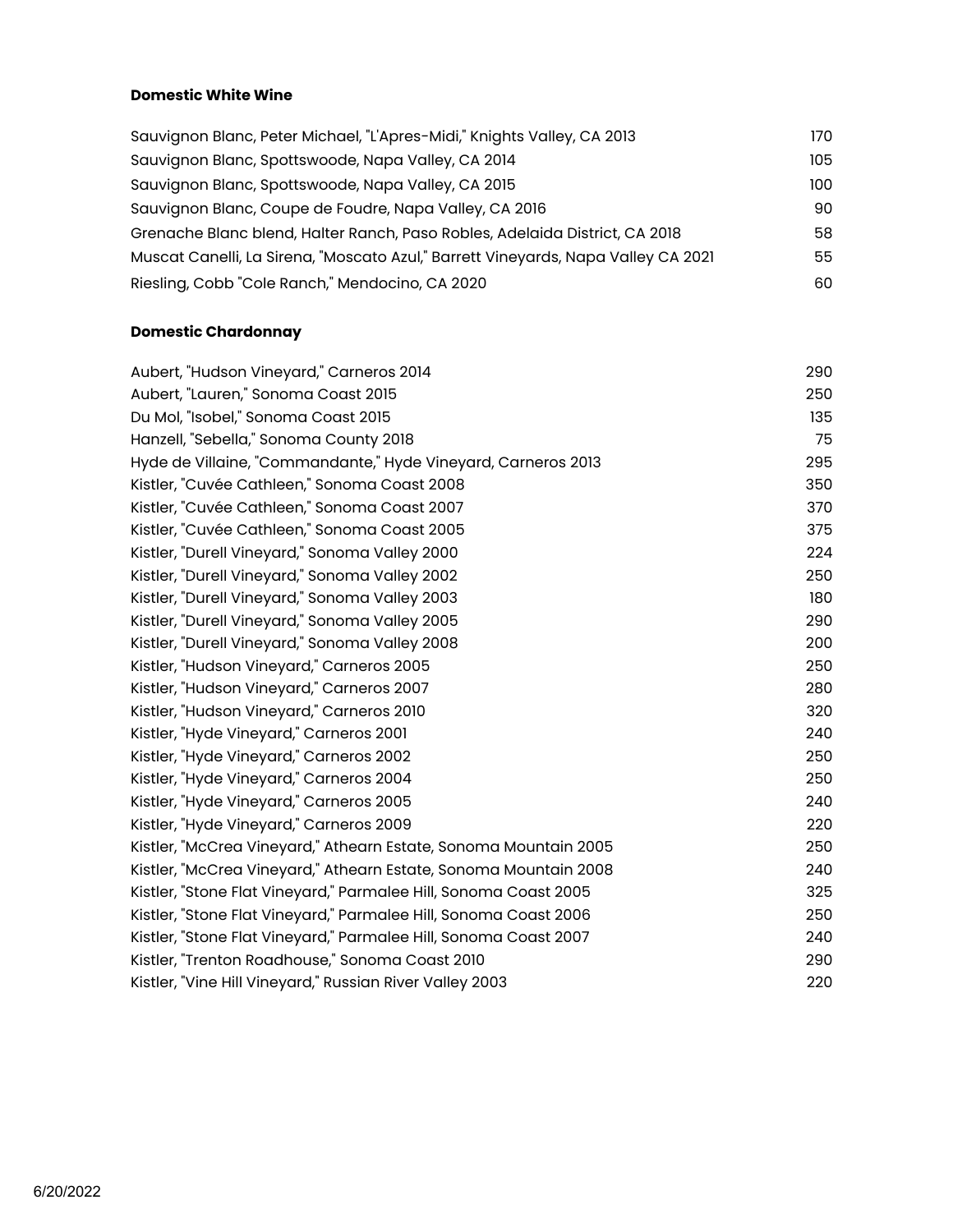**Domestic White Wine**

| | |
|---|---|
| Sauvignon Blanc, Peter Michael, "L'Apres-Midi," Knights Valley, CA 2013 | 170 |
| Sauvignon Blanc, Spottswoode, Napa Valley, CA 2014 | 105 |
| Sauvignon Blanc, Spottswoode, Napa Valley, CA 2015 | 100 |
| Sauvignon Blanc, Coupe de Foudre, Napa Valley, CA 2016 | 90 |
| Grenache Blanc blend, Halter Ranch, Paso Robles, Adelaida District, CA 2018 | 58 |
| Muscat Canelli, La Sirena, "Moscato Azul," Barrett Vineyards, Napa Valley CA 2021 | 55 |
| Riesling, Cobb "Cole Ranch," Mendocino, CA 2020 | 60 |

**Domestic Chardonnay**

| | |
|---|---|
| Aubert, "Hudson Vineyard," Carneros 2014 | 290 |
| Aubert, "Lauren," Sonoma Coast 2015 | 250 |
| Du Mol, "Isobel," Sonoma Coast 2015 | 135 |
| Hanzell, "Sebella," Sonoma County 2018 | 75 |
| Hyde de Villaine, "Commandante," Hyde Vineyard, Carneros 2013 | 295 |
| Kistler, "Cuvée Cathleen," Sonoma Coast 2008 | 350 |
| Kistler, "Cuvée Cathleen," Sonoma Coast 2007 | 370 |
| Kistler, "Cuvée Cathleen," Sonoma Coast 2005 | 375 |
| Kistler, "Durell Vineyard," Sonoma Valley 2000 | 224 |
| Kistler, "Durell Vineyard," Sonoma Valley 2002 | 250 |
| Kistler, "Durell Vineyard," Sonoma Valley 2003 | 180 |
| Kistler, "Durell Vineyard," Sonoma Valley 2005 | 290 |
| Kistler, "Durell Vineyard," Sonoma Valley 2008 | 200 |
| Kistler, "Hudson Vineyard," Carneros 2005 | 250 |
| Kistler, "Hudson Vineyard," Carneros 2007 | 280 |
| Kistler, "Hudson Vineyard," Carneros 2010 | 320 |
| Kistler, "Hyde Vineyard," Carneros 2001 | 240 |
| Kistler, "Hyde Vineyard," Carneros 2002 | 250 |
| Kistler, "Hyde Vineyard," Carneros 2004 | 250 |
| Kistler, "Hyde Vineyard," Carneros 2005 | 240 |
| Kistler, "Hyde Vineyard," Carneros 2009 | 220 |
| Kistler, "McCrea Vineyard," Athearn Estate, Sonoma Mountain 2005 | 250 |
| Kistler, "McCrea Vineyard," Athearn Estate, Sonoma Mountain 2008 | 240 |
| Kistler, "Stone Flat Vineyard," Parmalee Hill, Sonoma Coast 2005 | 325 |
| Kistler, "Stone Flat Vineyard," Parmalee Hill, Sonoma Coast 2006 | 250 |
| Kistler, "Stone Flat Vineyard," Parmalee Hill, Sonoma Coast 2007 | 240 |
| Kistler, "Trenton Roadhouse," Sonoma Coast 2010 | 290 |
| Kistler, "Vine Hill Vineyard," Russian River Valley 2003 | 220 |

6/20/2022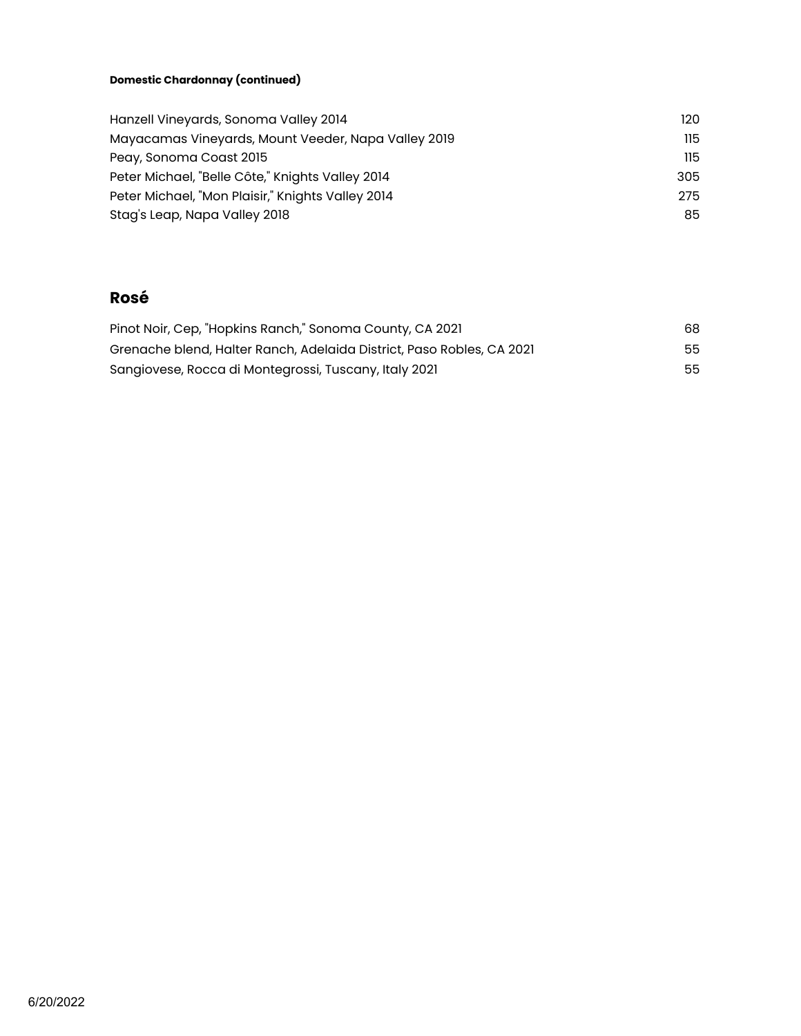#### Domestic Chardonnay (continued)

| | |
|---|---|
| Hanzell Vineyards, Sonoma Valley 2014 | 120 |
| Mayacamas Vineyards, Mount Veeder, Napa Valley 2019 | 115 |
| Peay, Sonoma Coast 2015 | 115 |
| Peter Michael, "Belle Côte," Knights Valley 2014 | 305 |
| Peter Michael, "Mon Plaisir," Knights Valley 2014 | 275 |
| Stag's Leap, Napa Valley 2018 | 85 |

## Rosé

| | |
|---|---|
| Pinot Noir, Cep, "Hopkins Ranch," Sonoma County, CA 2021 | 68 |
| Grenache blend, Halter Ranch, Adelaida District, Paso Robles, CA 2021 | 55 |
| Sangiovese, Rocca di Montegrossi, Tuscany, Italy 2021 | 55 |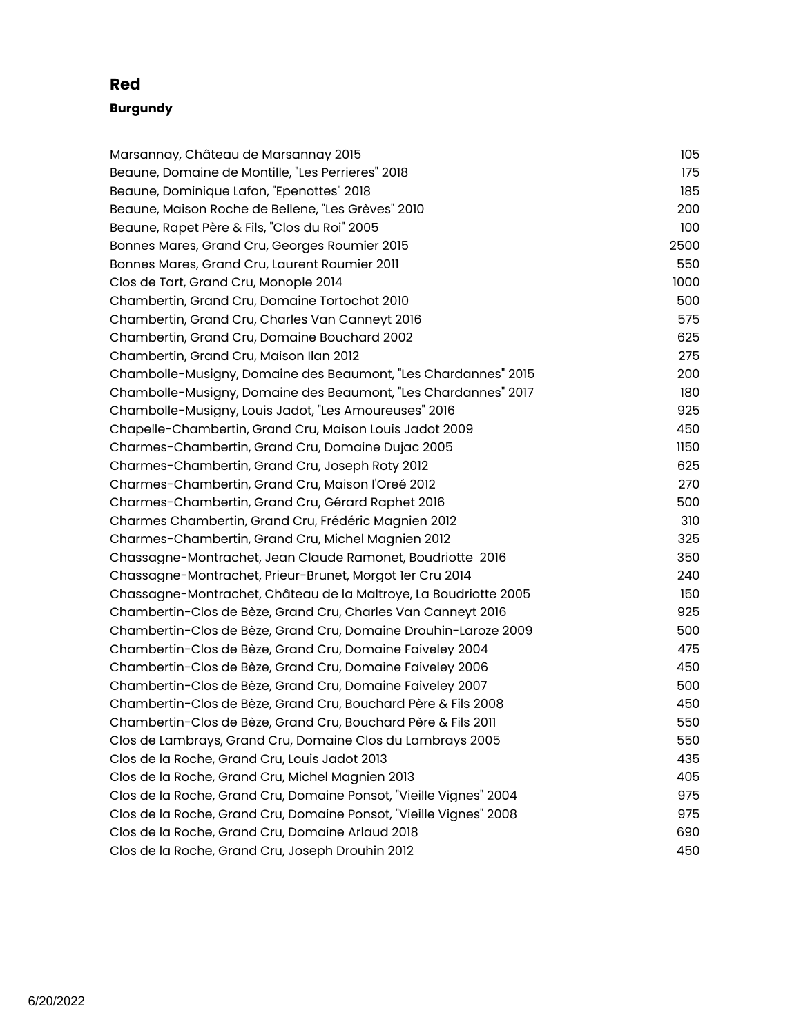# Red

## Burgundy

| | |
|---|---|
| Marsannay, Château de Marsannay 2015 | 105 |
| Beaune, Domaine de Montille, "Les Perrieres" 2018 | 175 |
| Beaune, Dominique Lafon, "Epenottes" 2018 | 185 |
| Beaune, Maison Roche de Bellene, "Les Grèves" 2010 | 200 |
| Beaune, Rapet Père & Fils, "Clos du Roi" 2005 | 100 |
| Bonnes Mares, Grand Cru, Georges Roumier 2015 | 2500 |
| Bonnes Mares, Grand Cru, Laurent Roumier 2011 | 550 |
| Clos de Tart, Grand Cru, Monople 2014 | 1000 |
| Chambertin, Grand Cru, Domaine Tortochot 2010 | 500 |
| Chambertin, Grand Cru, Charles Van Canneyt 2016 | 575 |
| Chambertin, Grand Cru, Domaine Bouchard 2002 | 625 |
| Chambertin, Grand Cru, Maison Ilan 2012 | 275 |
| Chambolle-Musigny, Domaine des Beaumont, "Les Chardannes" 2015 | 200 |
| Chambolle-Musigny, Domaine des Beaumont, "Les Chardannes" 2017 | 180 |
| Chambolle-Musigny, Louis Jadot, "Les Amoureuses" 2016 | 925 |
| Chapelle-Chambertin, Grand Cru, Maison Louis Jadot 2009 | 450 |
| Charmes-Chambertin, Grand Cru, Domaine Dujac 2005 | 1150 |
| Charmes-Chambertin, Grand Cru, Joseph Roty 2012 | 625 |
| Charmes-Chambertin, Grand Cru, Maison l'Oreé 2012 | 270 |
| Charmes-Chambertin, Grand Cru, Gérard Raphet 2016 | 500 |
| Charmes Chambertin, Grand Cru, Frédéric Magnien 2012 | 310 |
| Charmes-Chambertin, Grand Cru, Michel Magnien 2012 | 325 |
| Chassagne-Montrachet, Jean Claude Ramonet, Boudriotte 2016 | 350 |
| Chassagne-Montrachet, Prieur-Brunet, Morgot 1er Cru 2014 | 240 |
| Chassagne-Montrachet, Château de la Maltroye, La Boudriotte 2005 | 150 |
| Chambertin-Clos de Bèze, Grand Cru, Charles Van Canneyt 2016 | 925 |
| Chambertin-Clos de Bèze, Grand Cru, Domaine Drouhin-Laroze 2009 | 500 |
| Chambertin-Clos de Bèze, Grand Cru, Domaine Faiveley 2004 | 475 |
| Chambertin-Clos de Bèze, Grand Cru, Domaine Faiveley 2006 | 450 |
| Chambertin-Clos de Bèze, Grand Cru, Domaine Faiveley 2007 | 500 |
| Chambertin-Clos de Bèze, Grand Cru, Bouchard Père & Fils 2008 | 450 |
| Chambertin-Clos de Bèze, Grand Cru, Bouchard Père & Fils 2011 | 550 |
| Clos de Lambrays, Grand Cru, Domaine Clos du Lambrays 2005 | 550 |
| Clos de la Roche, Grand Cru, Louis Jadot 2013 | 435 |
| Clos de la Roche, Grand Cru, Michel Magnien 2013 | 405 |
| Clos de la Roche, Grand Cru, Domaine Ponsot, "Vieille Vignes" 2004 | 975 |
| Clos de la Roche, Grand Cru, Domaine Ponsot, "Vieille Vignes" 2008 | 975 |
| Clos de la Roche, Grand Cru, Domaine Arlaud 2018 | 690 |
| Clos de la Roche, Grand Cru, Joseph Drouhin 2012 | 450 |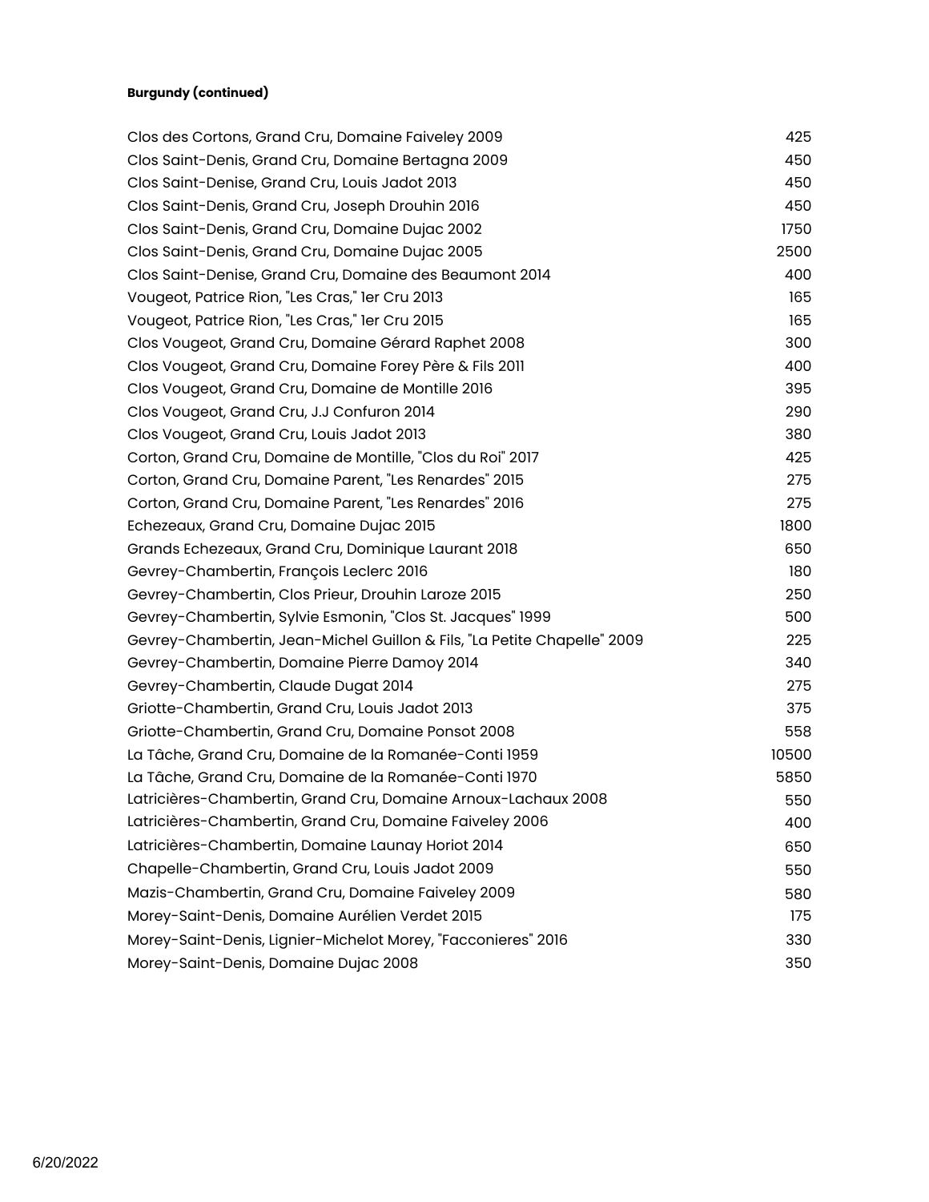**Burgundy (continued)**

| | |
|---|---|
| Clos des Cortons, Grand Cru, Domaine Faiveley 2009 | 425 |
| Clos Saint-Denis, Grand Cru, Domaine Bertagna 2009 | 450 |
| Clos Saint-Denise, Grand Cru, Louis Jadot 2013 | 450 |
| Clos Saint-Denis, Grand Cru, Joseph Drouhin 2016 | 450 |
| Clos Saint-Denis, Grand Cru, Domaine Dujac 2002 | 1750 |
| Clos Saint-Denis, Grand Cru, Domaine Dujac 2005 | 2500 |
| Clos Saint-Denise, Grand Cru, Domaine des Beaumont 2014 | 400 |
| Vougeot, Patrice Rion, "Les Cras," 1er Cru 2013 | 165 |
| Vougeot, Patrice Rion, "Les Cras," 1er Cru 2015 | 165 |
| Clos Vougeot, Grand Cru, Domaine Gérard Raphet 2008 | 300 |
| Clos Vougeot, Grand Cru, Domaine Forey Père & Fils 2011 | 400 |
| Clos Vougeot, Grand Cru, Domaine de Montille 2016 | 395 |
| Clos Vougeot, Grand Cru, J.J Confuron 2014 | 290 |
| Clos Vougeot, Grand Cru, Louis Jadot 2013 | 380 |
| Corton, Grand Cru, Domaine de Montille, "Clos du Roi" 2017 | 425 |
| Corton, Grand Cru, Domaine Parent, "Les Renardes" 2015 | 275 |
| Corton, Grand Cru, Domaine Parent, "Les Renardes" 2016 | 275 |
| Echezeaux, Grand Cru, Domaine Dujac 2015 | 1800 |
| Grands Echezeaux, Grand Cru, Dominique Laurant 2018 | 650 |
| Gevrey-Chambertin, François Leclerc 2016 | 180 |
| Gevrey-Chambertin, Clos Prieur, Drouhin Laroze 2015 | 250 |
| Gevrey-Chambertin, Sylvie Esmonin, "Clos St. Jacques" 1999 | 500 |
| Gevrey-Chambertin, Jean-Michel Guillon & Fils, "La Petite Chapelle" 2009 | 225 |
| Gevrey-Chambertin, Domaine Pierre Damoy 2014 | 340 |
| Gevrey-Chambertin, Claude Dugat 2014 | 275 |
| Griotte-Chambertin, Grand Cru, Louis Jadot 2013 | 375 |
| Griotte-Chambertin, Grand Cru, Domaine Ponsot 2008 | 558 |
| La Tâche, Grand Cru, Domaine de la Romanée-Conti 1959 | 10500 |
| La Tâche, Grand Cru, Domaine de la Romanée-Conti 1970 | 5850 |
| Latricières-Chambertin, Grand Cru, Domaine Arnoux-Lachaux 2008 | 550 |
| Latricières-Chambertin, Grand Cru, Domaine Faiveley 2006 | 400 |
| Latricières-Chambertin, Domaine Launay Horiot 2014 | 650 |
| Chapelle-Chambertin, Grand Cru, Louis Jadot 2009 | 550 |
| Mazis-Chambertin, Grand Cru, Domaine Faiveley 2009 | 580 |
| Morey-Saint-Denis, Domaine Aurélien Verdet 2015 | 175 |
| Morey-Saint-Denis, Lignier-Michelot Morey, "Facconieres" 2016 | 330 |
| Morey-Saint-Denis, Domaine Dujac 2008 | 350 |

6/20/2022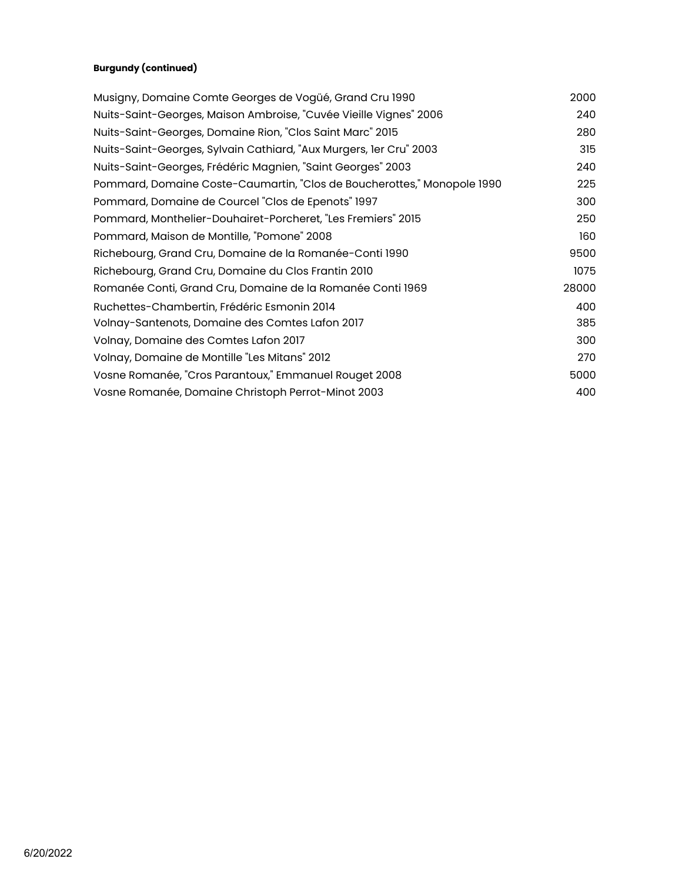**Burgundy (continued)**

| | |
|---|---|
| Musigny, Domaine Comte Georges de Vogüé, Grand Cru 1990 | 2000 |
| Nuits-Saint-Georges, Maison Ambroise, "Cuvée Vieille Vignes" 2006 | 240 |
| Nuits-Saint-Georges, Domaine Rion, "Clos Saint Marc" 2015 | 280 |
| Nuits-Saint-Georges, Sylvain Cathiard, "Aux Murgers, 1er Cru" 2003 | 315 |
| Nuits-Saint-Georges, Frédéric Magnien, "Saint Georges" 2003 | 240 |
| Pommard, Domaine Coste-Caumartin, "Clos de Boucherottes," Monopole 1990 | 225 |
| Pommard, Domaine de Courcel "Clos de Epenots" 1997 | 300 |
| Pommard, Monthelier-Douhairet-Porcheret, "Les Fremiers" 2015 | 250 |
| Pommard, Maison de Montille, "Pomone" 2008 | 160 |
| Richebourg, Grand Cru, Domaine de la Romanée-Conti 1990 | 9500 |
| Richebourg, Grand Cru, Domaine du Clos Frantin 2010 | 1075 |
| Romanée Conti, Grand Cru, Domaine de la Romanée Conti 1969 | 28000 |
| Ruchettes-Chambertin, Frédéric Esmonin 2014 | 400 |
| Volnay-Santenots, Domaine des Comtes Lafon 2017 | 385 |
| Volnay, Domaine des Comtes Lafon 2017 | 300 |
| Volnay, Domaine de Montille "Les Mitans" 2012 | 270 |
| Vosne Romanée, "Cros Parantoux," Emmanuel Rouget 2008 | 5000 |
| Vosne Romanée, Domaine Christoph Perrot-Minot 2003 | 400 |

6/20/2022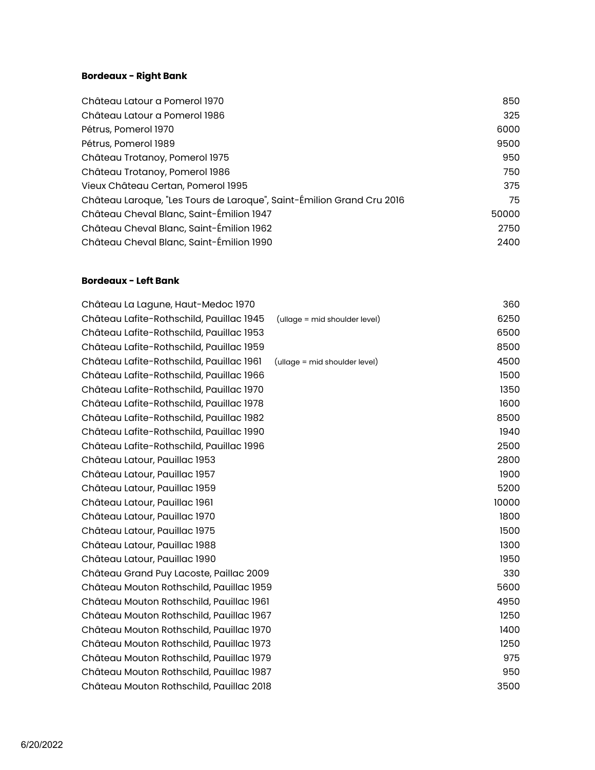**Bordeaux - Right Bank**

| | |
|---|---|
| Château Latour a Pomerol 1970 | 850 |
| Château Latour a Pomerol 1986 | 325 |
| Pétrus, Pomerol 1970 | 6000 |
| Pétrus, Pomerol 1989 | 9500 |
| Château Trotanoy, Pomerol 1975 | 950 |
| Château Trotanoy, Pomerol 1986 | 750 |
| Vieux Château Certan, Pomerol 1995 | 375 |
| Château Laroque, "Les Tours de Laroque", Saint-Émilion Grand Cru 2016 | 75 |
| Château Cheval Blanc, Saint-Émilion 1947 | 50000 |
| Château Cheval Blanc, Saint-Émilion 1962 | 2750 |
| Château Cheval Blanc, Saint-Émilion 1990 | 2400 |

**Bordeaux - Left Bank**

| | | |
|---|---|---|
| Château La Lagune, Haut-Medoc 1970 | | 360 |
| Château Lafite-Rothschild, Pauillac 1945 | (ullage = mid shoulder level) | 6250 |
| Château Lafite-Rothschild, Pauillac 1953 | | 6500 |
| Château Lafite-Rothschild, Pauillac 1959 | | 8500 |
| Château Lafite-Rothschild, Pauillac 1961 | (ullage = mid shoulder level) | 4500 |
| Château Lafite-Rothschild, Pauillac 1966 | | 1500 |
| Château Lafite-Rothschild, Pauillac 1970 | | 1350 |
| Château Lafite-Rothschild, Pauillac 1978 | | 1600 |
| Château Lafite-Rothschild, Pauillac 1982 | | 8500 |
| Château Lafite-Rothschild, Pauillac 1990 | | 1940 |
| Château Lafite-Rothschild, Pauillac 1996 | | 2500 |
| Château Latour, Pauillac 1953 | | 2800 |
| Château Latour, Pauillac 1957 | | 1900 |
| Château Latour, Pauillac 1959 | | 5200 |
| Château Latour, Pauillac 1961 | | 10000 |
| Château Latour, Pauillac 1970 | | 1800 |
| Château Latour, Pauillac 1975 | | 1500 |
| Château Latour, Pauillac 1988 | | 1300 |
| Château Latour, Pauillac 1990 | | 1950 |
| Château Grand Puy Lacoste, Paillac 2009 | | 330 |
| Château Mouton Rothschild, Pauillac 1959 | | 5600 |
| Château Mouton Rothschild, Pauillac 1961 | | 4950 |
| Château Mouton Rothschild, Pauillac 1967 | | 1250 |
| Château Mouton Rothschild, Pauillac 1970 | | 1400 |
| Château Mouton Rothschild, Pauillac 1973 | | 1250 |
| Château Mouton Rothschild, Pauillac 1979 | | 975 |
| Château Mouton Rothschild, Pauillac 1987 | | 950 |
| Château Mouton Rothschild, Pauillac 2018 | | 3500 |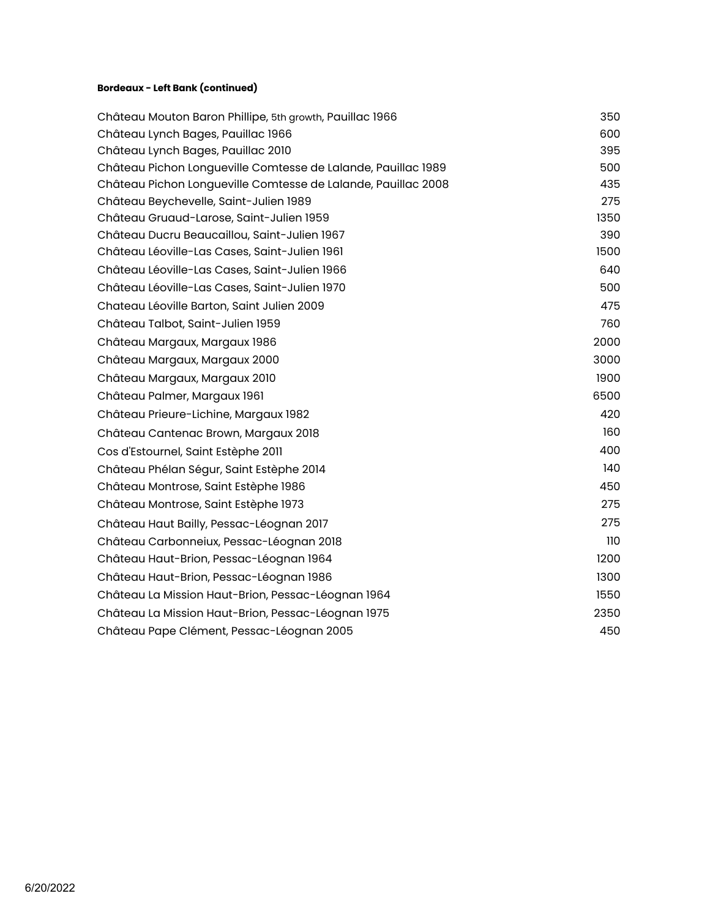**Bordeaux - Left Bank (continued)**

| | |
|---|---|
| Château Mouton Baron Phillipe, 5th growth, Pauillac 1966 | 350 |
| Château Lynch Bages, Pauillac 1966 | 600 |
| Château Lynch Bages, Pauillac 2010 | 395 |
| Château Pichon Longueville Comtesse de Lalande, Pauillac 1989 | 500 |
| Château Pichon Longueville Comtesse de Lalande, Pauillac 2008 | 435 |
| Château Beychevelle, Saint-Julien 1989 | 275 |
| Château Gruaud-Larose, Saint-Julien 1959 | 1350 |
| Château Ducru Beaucaillou, Saint-Julien 1967 | 390 |
| Château Léoville-Las Cases, Saint-Julien 1961 | 1500 |
| Château Léoville-Las Cases, Saint-Julien 1966 | 640 |
| Château Léoville-Las Cases, Saint-Julien 1970 | 500 |
| Chateau Léoville Barton, Saint Julien 2009 | 475 |
| Château Talbot, Saint-Julien 1959 | 760 |
| Château Margaux, Margaux 1986 | 2000 |
| Château Margaux, Margaux 2000 | 3000 |
| Château Margaux, Margaux 2010 | 1900 |
| Château Palmer, Margaux 1961 | 6500 |
| Château Prieure-Lichine, Margaux 1982 | 420 |
| Château Cantenac Brown, Margaux 2018 | 160 |
| Cos d'Estournel, Saint Estèphe 2011 | 400 |
| Château Phélan Ségur, Saint Estèphe 2014 | 140 |
| Château Montrose, Saint Estèphe 1986 | 450 |
| Château Montrose, Saint Estèphe 1973 | 275 |
| Château Haut Bailly, Pessac-Léognan 2017 | 275 |
| Château Carbonneiux, Pessac-Léognan 2018 | 110 |
| Château Haut-Brion, Pessac-Léognan 1964 | 1200 |
| Château Haut-Brion, Pessac-Léognan 1986 | 1300 |
| Château La Mission Haut-Brion, Pessac-Léognan 1964 | 1550 |
| Château La Mission Haut-Brion, Pessac-Léognan 1975 | 2350 |
| Château Pape Clément, Pessac-Léognan 2005 | 450 |

6/20/2022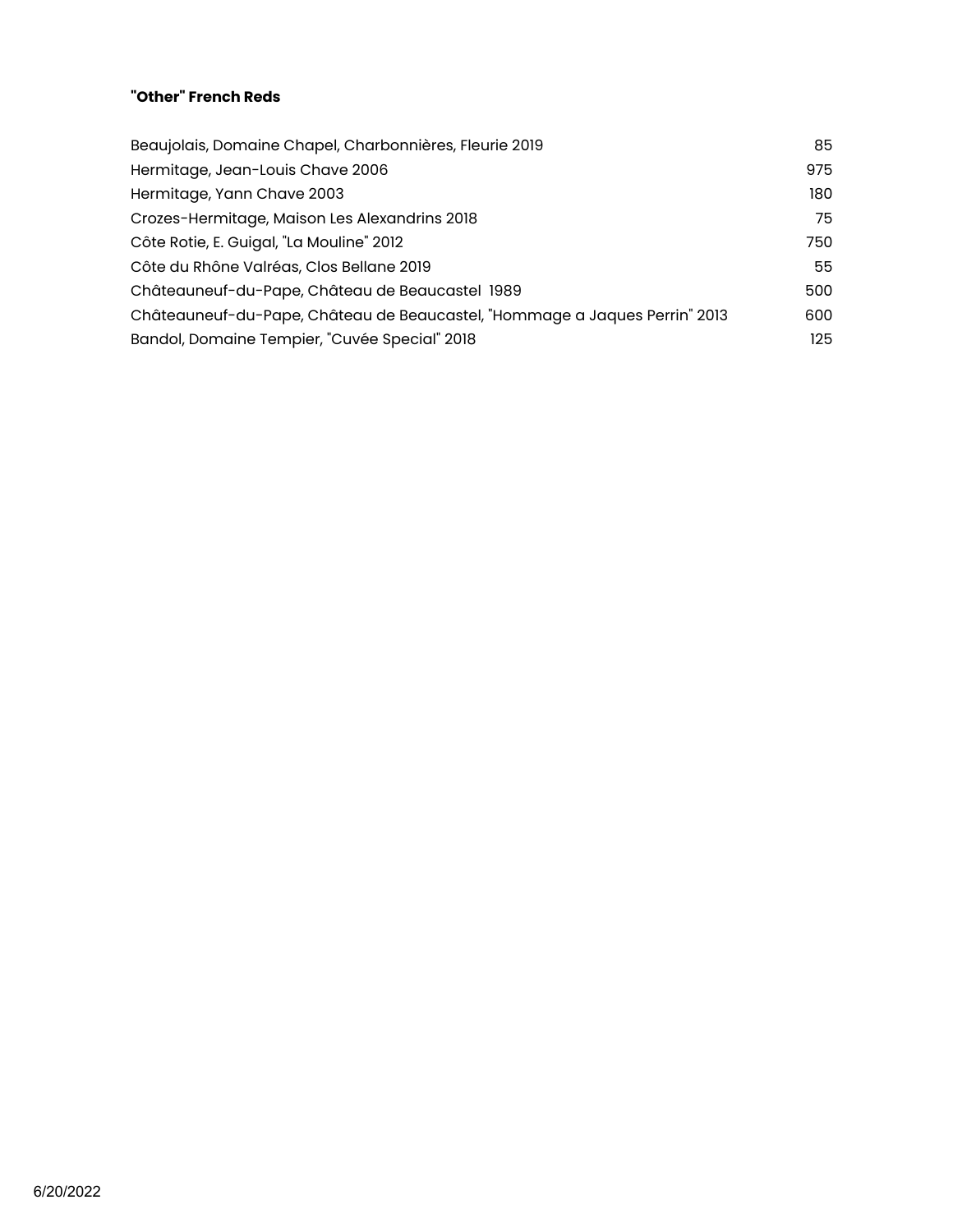**"Other" French Reds**

| | |
|---|---|
| Beaujolais, Domaine Chapel, Charbonnières, Fleurie 2019 | 85 |
| Hermitage, Jean-Louis Chave 2006 | 975 |
| Hermitage, Yann Chave 2003 | 180 |
| Crozes-Hermitage, Maison Les Alexandrins 2018 | 75 |
| Côte Rotie, E. Guigal, "La Mouline" 2012 | 750 |
| Côte du Rhône Valréas, Clos Bellane 2019 | 55 |
| Châteauneuf-du-Pape, Château de Beaucastel 1989 | 500 |
| Châteauneuf-du-Pape, Château de Beaucastel, "Hommage a Jaques Perrin" 2013 | 600 |
| Bandol, Domaine Tempier, "Cuvée Special" 2018 | 125 |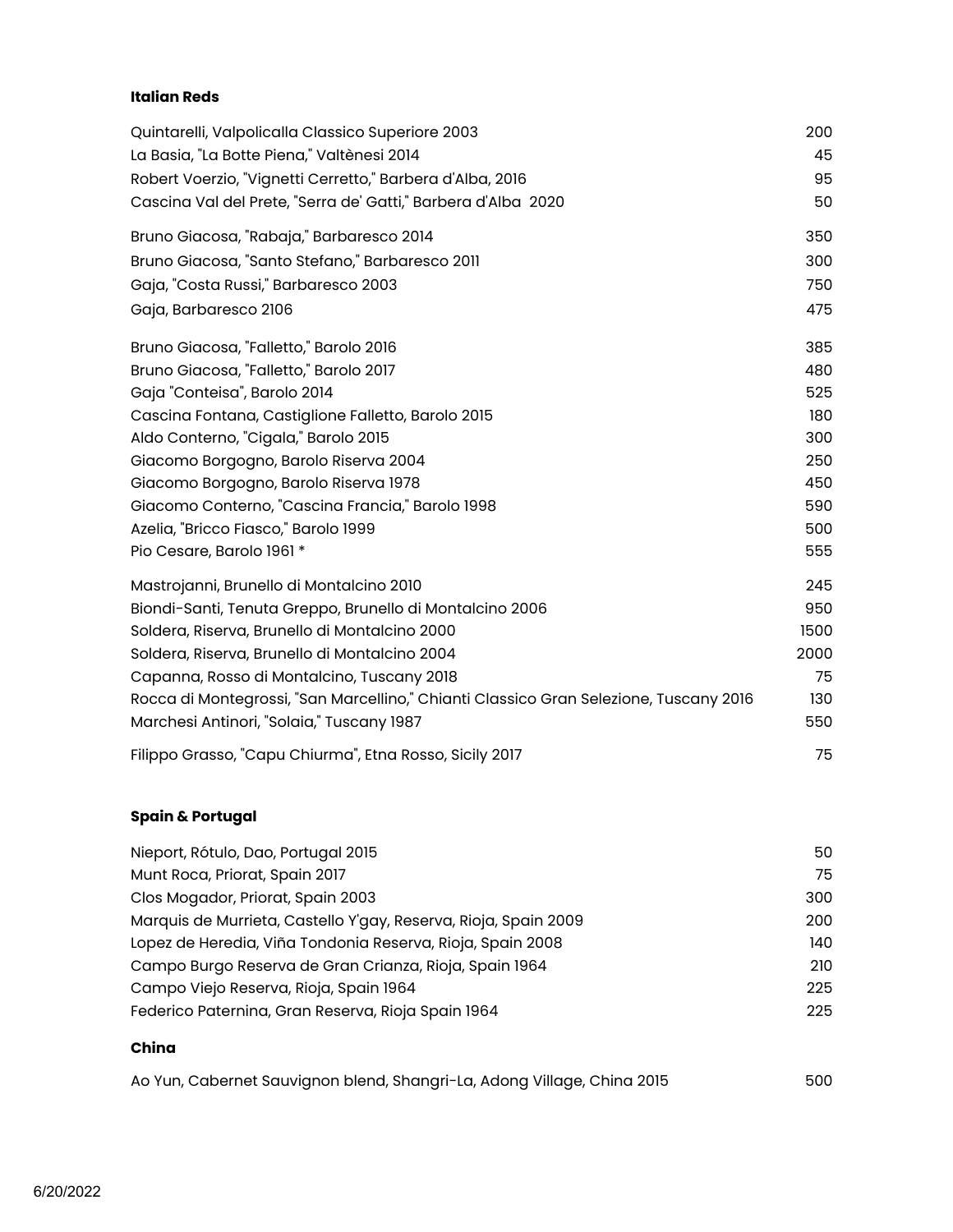### Italian Reds

| | |
|---|---|
| Quintarelli, Valpolicalla Classico Superiore 2003 | 200 |
| La Basia, "La Botte Piena," Valtènesi 2014 | 45 |
| Robert Voerzio, "Vignetti Cerretto," Barbera d'Alba, 2016 | 95 |
| Cascina Val del Prete, "Serra de' Gatti," Barbera d'Alba 2020 | 50 |
| Bruno Giacosa, "Rabaja," Barbaresco 2014 | 350 |
| Bruno Giacosa, "Santo Stefano," Barbaresco 2011 | 300 |
| Gaja, "Costa Russi," Barbaresco 2003 | 750 |
| Gaja, Barbaresco 2106 | 475 |
| Bruno Giacosa, "Falletto," Barolo 2016 | 385 |
| Bruno Giacosa, "Falletto," Barolo 2017 | 480 |
| Gaja "Conteisa", Barolo 2014 | 525 |
| Cascina Fontana, Castiglione Falletto, Barolo 2015 | 180 |
| Aldo Conterno, "Cigala," Barolo 2015 | 300 |
| Giacomo Borgogno, Barolo Riserva 2004 | 250 |
| Giacomo Borgogno, Barolo Riserva 1978 | 450 |
| Giacomo Conterno, "Cascina Francia," Barolo 1998 | 590 |
| Azelia, "Bricco Fiasco," Barolo 1999 | 500 |
| Pio Cesare, Barolo 1961 * | 555 |
| Mastrojanni, Brunello di Montalcino 2010 | 245 |
| Biondi-Santi, Tenuta Greppo, Brunello di Montalcino 2006 | 950 |
| Soldera, Riserva, Brunello di Montalcino 2000 | 1500 |
| Soldera, Riserva, Brunello di Montalcino 2004 | 2000 |
| Capanna, Rosso di Montalcino, Tuscany 2018 | 75 |
| Rocca di Montegrossi, "San Marcellino," Chianti Classico Gran Selezione, Tuscany 2016 | 130 |
| Marchesi Antinori, "Solaia," Tuscany 1987 | 550 |
| Filippo Grasso, "Capu Chiurma", Etna Rosso, Sicily 2017 | 75 |

### Spain & Portugal

| | |
|---|---|
| Nieport, Rótulo, Dao, Portugal 2015 | 50 |
| Munt Roca, Priorat, Spain 2017 | 75 |
| Clos Mogador, Priorat, Spain 2003 | 300 |
| Marquis de Murrieta, Castello Y'gay, Reserva, Rioja, Spain 2009 | 200 |
| Lopez de Heredia, Viňa Tondonia Reserva, Rioja, Spain 2008 | 140 |
| Campo Burgo Reserva de Gran Crianza, Rioja, Spain 1964 | 210 |
| Campo Viejo Reserva, Rioja, Spain 1964 | 225 |
| Federico Paternina, Gran Reserva, Rioja Spain 1964 | 225 |

### China

| | |
|---|---|
| Ao Yun, Cabernet Sauvignon blend, Shangri-La, Adong Village, China 2015 | 500 |

6/20/2022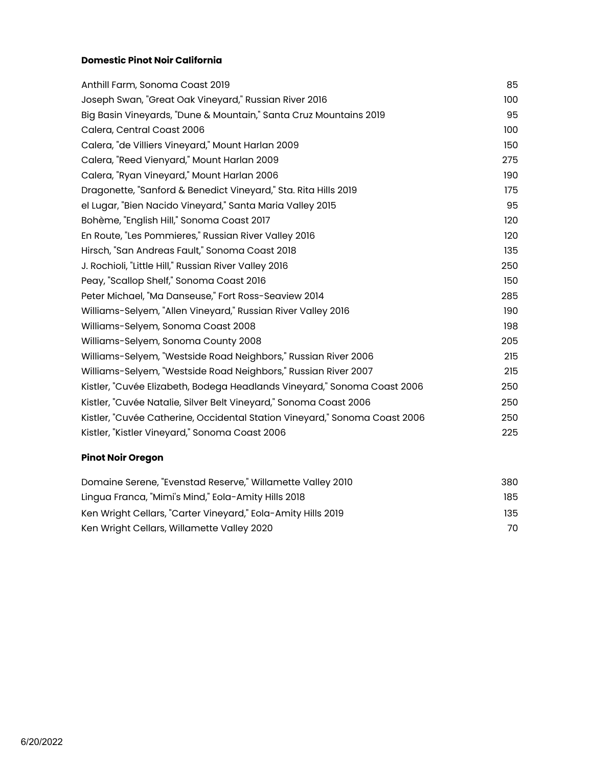**Domestic Pinot Noir California**

| | |
|---|---|
| Anthill Farm, Sonoma Coast 2019 | 85 |
| Joseph Swan, "Great Oak Vineyard," Russian River 2016 | 100 |
| Big Basin Vineyards, "Dune & Mountain," Santa Cruz Mountains 2019 | 95 |
| Calera, Central Coast 2006 | 100 |
| Calera, "de Villiers Vineyard," Mount Harlan 2009 | 150 |
| Calera, "Reed Vienyard," Mount Harlan 2009 | 275 |
| Calera, "Ryan Vineyard," Mount Harlan 2006 | 190 |
| Dragonette, "Sanford & Benedict Vineyard," Sta. Rita Hills 2019 | 175 |
| el Lugar, "Bien Nacido Vineyard," Santa Maria Valley 2015 | 95 |
| Bohème, "English Hill," Sonoma Coast 2017 | 120 |
| En Route, "Les Pommieres," Russian River Valley 2016 | 120 |
| Hirsch, "San Andreas Fault," Sonoma Coast 2018 | 135 |
| J. Rochioli, "Little Hill," Russian River Valley 2016 | 250 |
| Peay, "Scallop Shelf," Sonoma Coast 2016 | 150 |
| Peter Michael, "Ma Danseuse," Fort Ross-Seaview 2014 | 285 |
| Williams-Selyem, "Allen Vineyard," Russian River Valley 2016 | 190 |
| Williams-Selyem, Sonoma Coast 2008 | 198 |
| Williams-Selyem, Sonoma County 2008 | 205 |
| Williams-Selyem, "Westside Road Neighbors," Russian River 2006 | 215 |
| Williams-Selyem, "Westside Road Neighbors," Russian River 2007 | 215 |
| Kistler, "Cuvée Elizabeth, Bodega Headlands Vineyard," Sonoma Coast 2006 | 250 |
| Kistler, "Cuvée Natalie, Silver Belt Vineyard," Sonoma Coast 2006 | 250 |
| Kistler, "Cuvée Catherine, Occidental Station Vineyard," Sonoma Coast 2006 | 250 |
| Kistler, "Kistler Vineyard," Sonoma Coast 2006 | 225 |

**Pinot Noir Oregon**

| | |
|---|---|
| Domaine Serene, "Evenstad Reserve," Willamette Valley 2010 | 380 |
| Lingua Franca, "Mimi's Mind," Eola-Amity Hills 2018 | 185 |
| Ken Wright Cellars, "Carter Vineyard," Eola-Amity Hills 2019 | 135 |
| Ken Wright Cellars, Willamette Valley 2020 | 70 |

6/20/2022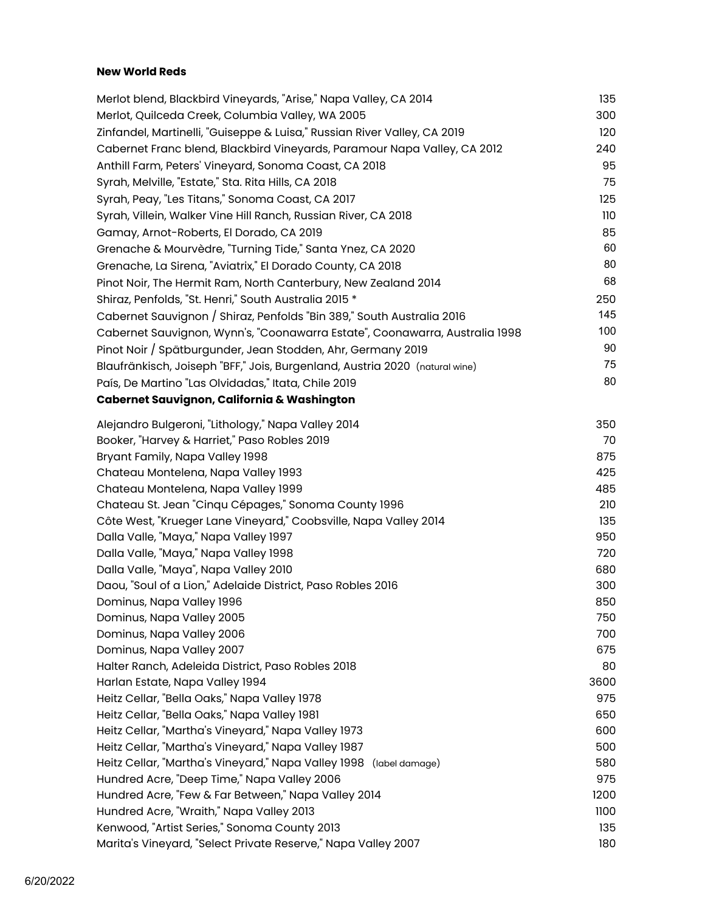**New World Reds**

| | |
|---|---|
| Merlot blend, Blackbird Vineyards, "Arise," Napa Valley, CA 2014 | 135 |
| Merlot, Quilceda Creek, Columbia Valley, WA 2005 | 300 |
| Zinfandel, Martinelli, "Guiseppe & Luisa," Russian River Valley, CA 2019 | 120 |
| Cabernet Franc blend, Blackbird Vineyards, Paramour Napa Valley, CA 2012 | 240 |
| Anthill Farm, Peters' Vineyard, Sonoma Coast, CA 2018 | 95 |
| Syrah, Melville, "Estate," Sta. Rita Hills, CA 2018 | 75 |
| Syrah, Peay, "Les Titans," Sonoma Coast, CA 2017 | 125 |
| Syrah, Villein, Walker Vine Hill Ranch, Russian River, CA 2018 | 110 |
| Gamay, Arnot-Roberts, El Dorado, CA 2019 | 85 |
| Grenache & Mourvèdre, "Turning Tide," Santa Ynez, CA 2020 | 60 |
| Grenache, La Sirena, "Aviatrix," El Dorado County, CA 2018 | 80 |
| Pinot Noir, The Hermit Ram, North Canterbury, New Zealand 2014 | 68 |
| Shiraz, Penfolds, "St. Henri," South Australia 2015 * | 250 |
| Cabernet Sauvignon / Shiraz, Penfolds "Bin 389," South Australia 2016 | 145 |
| Cabernet Sauvignon, Wynn's, "Coonawarra Estate", Coonawarra, Australia 1998 | 100 |
| Pinot Noir / Spätburgunder, Jean Stodden, Ahr, Germany 2019 | 90 |
| Blaufränkisch, Joiseph "BFF," Jois, Burgenland, Austria 2020 (natural wine) | 75 |
| País, De Martino "Las Olvidadas," Itata, Chile 2019 | 80 |

**Cabernet Sauvignon, California & Washington**

| | |
|---|---|
| Alejandro Bulgeroni, "Lithology," Napa Valley 2014 | 350 |
| Booker, "Harvey & Harriet," Paso Robles 2019 | 70 |
| Bryant Family, Napa Valley 1998 | 875 |
| Chateau Montelena, Napa Valley 1993 | 425 |
| Chateau Montelena, Napa Valley 1999 | 485 |
| Chateau St. Jean "Cinqu Cépages," Sonoma County 1996 | 210 |
| Côte West, "Krueger Lane Vineyard," Coobsville, Napa Valley 2014 | 135 |
| Dalla Valle, "Maya," Napa Valley 1997 | 950 |
| Dalla Valle, "Maya," Napa Valley 1998 | 720 |
| Dalla Valle, "Maya", Napa Valley 2010 | 680 |
| Daou, "Soul of a Lion," Adelaide District, Paso Robles 2016 | 300 |
| Dominus, Napa Valley 1996 | 850 |
| Dominus, Napa Valley 2005 | 750 |
| Dominus, Napa Valley 2006 | 700 |
| Dominus, Napa Valley 2007 | 675 |
| Halter Ranch, Adeleida District, Paso Robles 2018 | 80 |
| Harlan Estate, Napa Valley 1994 | 3600 |
| Heitz Cellar, "Bella Oaks," Napa Valley 1978 | 975 |
| Heitz Cellar, "Bella Oaks," Napa Valley 1981 | 650 |
| Heitz Cellar, "Martha's Vineyard," Napa Valley 1973 | 600 |
| Heitz Cellar, "Martha's Vineyard," Napa Valley 1987 | 500 |
| Heitz Cellar, "Martha's Vineyard," Napa Valley 1998 (label damage) | 580 |
| Hundred Acre, "Deep Time," Napa Valley 2006 | 975 |
| Hundred Acre, "Few & Far Between," Napa Valley 2014 | 1200 |
| Hundred Acre, "Wraith," Napa Valley 2013 | 1100 |
| Kenwood, "Artist Series," Sonoma County 2013 | 135 |
| Marita's Vineyard, "Select Private Reserve," Napa Valley 2007 | 180 |

6/20/2022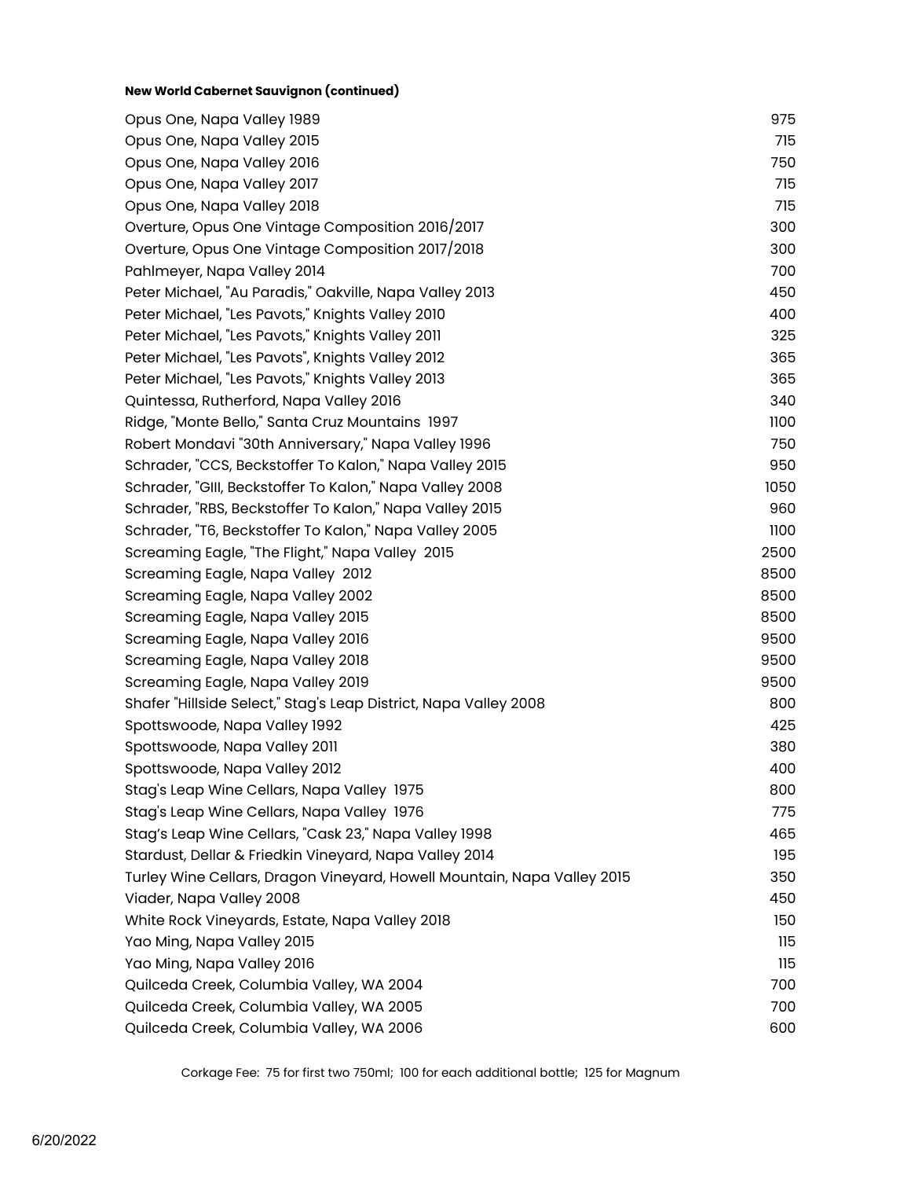**New World Cabernet Sauvignon (continued)**

| | |
|---|---|
| Opus One, Napa Valley 1989 | 975 |
| Opus One, Napa Valley 2015 | 715 |
| Opus One, Napa Valley 2016 | 750 |
| Opus One, Napa Valley 2017 | 715 |
| Opus One, Napa Valley 2018 | 715 |
| Overture, Opus One Vintage Composition 2016/2017 | 300 |
| Overture, Opus One Vintage Composition 2017/2018 | 300 |
| Pahlmeyer, Napa Valley 2014 | 700 |
| Peter Michael, "Au Paradis," Oakville, Napa Valley 2013 | 450 |
| Peter Michael, "Les Pavots," Knights Valley 2010 | 400 |
| Peter Michael, "Les Pavots," Knights Valley 2011 | 325 |
| Peter Michael, "Les Pavots", Knights Valley 2012 | 365 |
| Peter Michael, "Les Pavots," Knights Valley 2013 | 365 |
| Quintessa, Rutherford, Napa Valley 2016 | 340 |
| Ridge, "Monte Bello," Santa Cruz Mountains 1997 | 1100 |
| Robert Mondavi "30th Anniversary," Napa Valley 1996 | 750 |
| Schrader, "CCS, Beckstoffer To Kalon," Napa Valley 2015 | 950 |
| Schrader, "GIII, Beckstoffer To Kalon," Napa Valley 2008 | 1050 |
| Schrader, "RBS, Beckstoffer To Kalon," Napa Valley 2015 | 960 |
| Schrader, "T6, Beckstoffer To Kalon," Napa Valley 2005 | 1100 |
| Screaming Eagle, "The Flight," Napa Valley 2015 | 2500 |
| Screaming Eagle, Napa Valley 2012 | 8500 |
| Screaming Eagle, Napa Valley 2002 | 8500 |
| Screaming Eagle, Napa Valley 2015 | 8500 |
| Screaming Eagle, Napa Valley 2016 | 9500 |
| Screaming Eagle, Napa Valley 2018 | 9500 |
| Screaming Eagle, Napa Valley 2019 | 9500 |
| Shafer "Hillside Select," Stag's Leap District, Napa Valley 2008 | 800 |
| Spottswoode, Napa Valley 1992 | 425 |
| Spottswoode, Napa Valley 2011 | 380 |
| Spottswoode, Napa Valley 2012 | 400 |
| Stag's Leap Wine Cellars, Napa Valley 1975 | 800 |
| Stag's Leap Wine Cellars, Napa Valley 1976 | 775 |
| Stag's Leap Wine Cellars, "Cask 23," Napa Valley 1998 | 465 |
| Stardust, Dellar & Friedkin Vineyard, Napa Valley 2014 | 195 |
| Turley Wine Cellars, Dragon Vineyard, Howell Mountain, Napa Valley 2015 | 350 |
| Viader, Napa Valley 2008 | 450 |
| White Rock Vineyards, Estate, Napa Valley 2018 | 150 |
| Yao Ming, Napa Valley 2015 | 115 |
| Yao Ming, Napa Valley 2016 | 115 |
| Quilceda Creek, Columbia Valley, WA 2004 | 700 |
| Quilceda Creek, Columbia Valley, WA 2005 | 700 |
| Quilceda Creek, Columbia Valley, WA 2006 | 600 |

Corkage Fee: 75 for first two 750ml; 100 for each additional bottle; 125 for Magnum

6/20/2022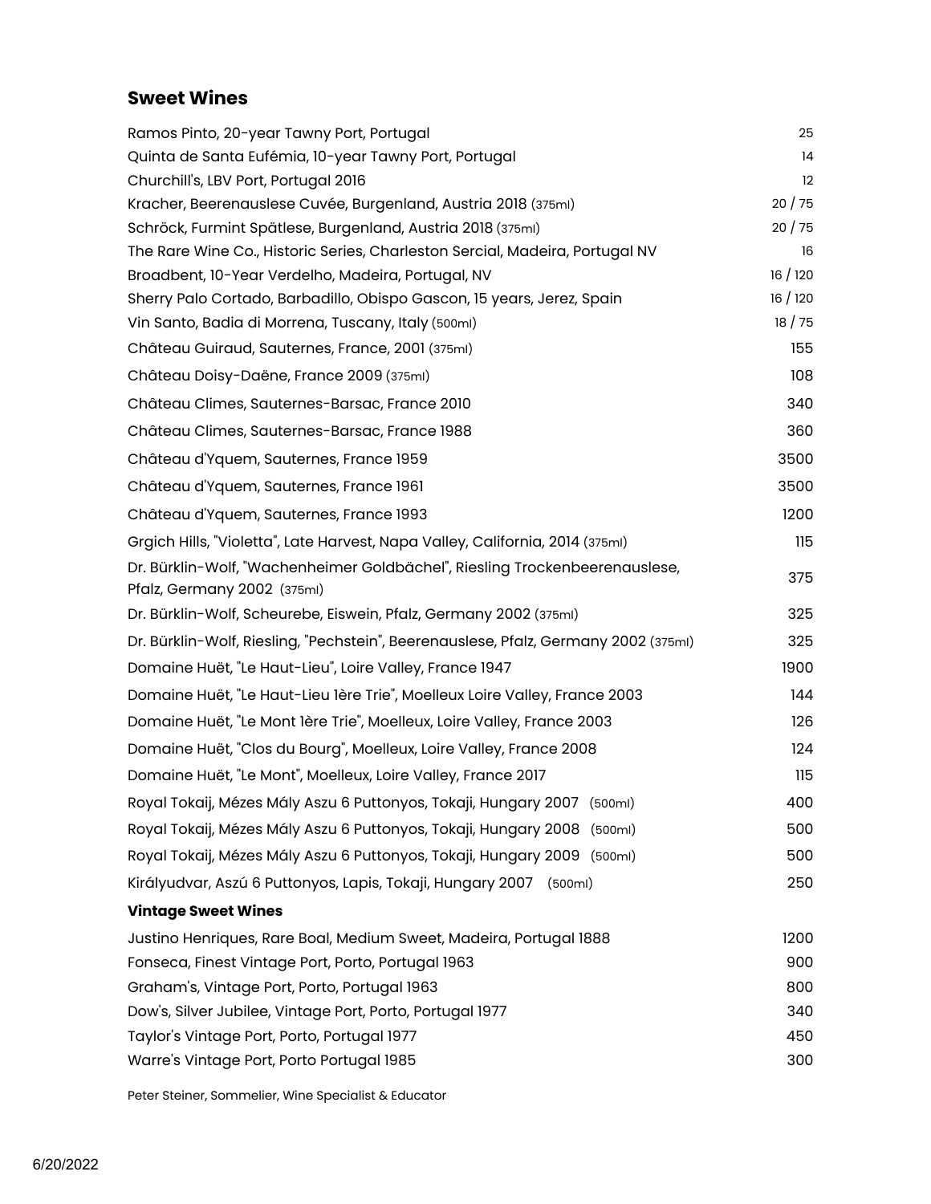## Sweet Wines

| | |
|---|---|
| Ramos Pinto, 20-year Tawny Port, Portugal | 25 |
| Quinta de Santa Eufémia, 10-year Tawny Port, Portugal | 14 |
| Churchill's, LBV Port, Portugal 2016 | 12 |
| Kracher, Beerenauslese Cuvée, Burgenland, Austria 2018 (375ml) | 20 / 75 |
| Schröck, Furmint Spätlese, Burgenland, Austria 2018 (375ml) | 20 / 75 |
| The Rare Wine Co., Historic Series, Charleston Sercial, Madeira, Portugal NV | 16 |
| Broadbent, 10-Year Verdelho, Madeira, Portugal, NV | 16 / 120 |
| Sherry Palo Cortado, Barbadillo, Obispo Gascon, 15 years, Jerez, Spain | 16 / 120 |
| Vin Santo, Badia di Morrena, Tuscany, Italy (500ml) | 18 / 75 |
| Château Guiraud, Sauternes, France, 2001 (375ml) | 155 |
| Château Doisy-Daëne, France 2009 (375ml) | 108 |
| Château Climes, Sauternes-Barsac, France 2010 | 340 |
| Château Climes, Sauternes-Barsac, France 1988 | 360 |
| Château d'Yquem, Sauternes, France 1959 | 3500 |
| Château d'Yquem, Sauternes, France 1961 | 3500 |
| Château d'Yquem, Sauternes, France 1993 | 1200 |
| Grgich Hills, "Violetta", Late Harvest, Napa Valley, California, 2014 (375ml) | 115 |
| Dr. Bürklin-Wolf, "Wachenheimer Goldbächel", Riesling Trockenbeerenauslese, Pfalz, Germany 2002 (375ml) | 375 |
| Dr. Bürklin-Wolf, Scheurebe, Eiswein, Pfalz, Germany 2002 (375ml) | 325 |
| Dr. Bürklin-Wolf, Riesling, "Pechstein", Beerenauslese, Pfalz, Germany 2002 (375ml) | 325 |
| Domaine Huët, "Le Haut-Lieu", Loire Valley, France 1947 | 1900 |
| Domaine Huët, "Le Haut-Lieu 1ère Trie", Moelleux Loire Valley, France 2003 | 144 |
| Domaine Huët, "Le Mont 1ère Trie", Moelleux, Loire Valley, France 2003 | 126 |
| Domaine Huët, "Clos du Bourg", Moelleux, Loire Valley, France 2008 | 124 |
| Domaine Huët, "Le Mont", Moelleux, Loire Valley, France 2017 | 115 |
| Royal Tokaij, Mézes Mály Aszu 6 Puttonyos, Tokaji, Hungary 2007 (500ml) | 400 |
| Royal Tokaij, Mézes Mály Aszu 6 Puttonyos, Tokaji, Hungary 2008 (500ml) | 500 |
| Royal Tokaij, Mézes Mály Aszu 6 Puttonyos, Tokaji, Hungary 2009 (500ml) | 500 |
| Királyudvar, Aszú 6 Puttonyos, Lapis, Tokaji, Hungary 2007 (500ml) | 250 |

### Vintage Sweet Wines

| | |
|---|---|
| Justino Henriques, Rare Boal, Medium Sweet, Madeira, Portugal 1888 | 1200 |
| Fonseca, Finest Vintage Port, Porto, Portugal 1963 | 900 |
| Graham's, Vintage Port, Porto, Portugal 1963 | 800 |
| Dow's, Silver Jubilee, Vintage Port, Porto, Portugal 1977 | 340 |
| Taylor's Vintage Port, Porto, Portugal 1977 | 450 |
| Warre's Vintage Port, Porto Portugal 1985 | 300 |

Peter Steiner, Sommelier, Wine Specialist & Educator

6/20/2022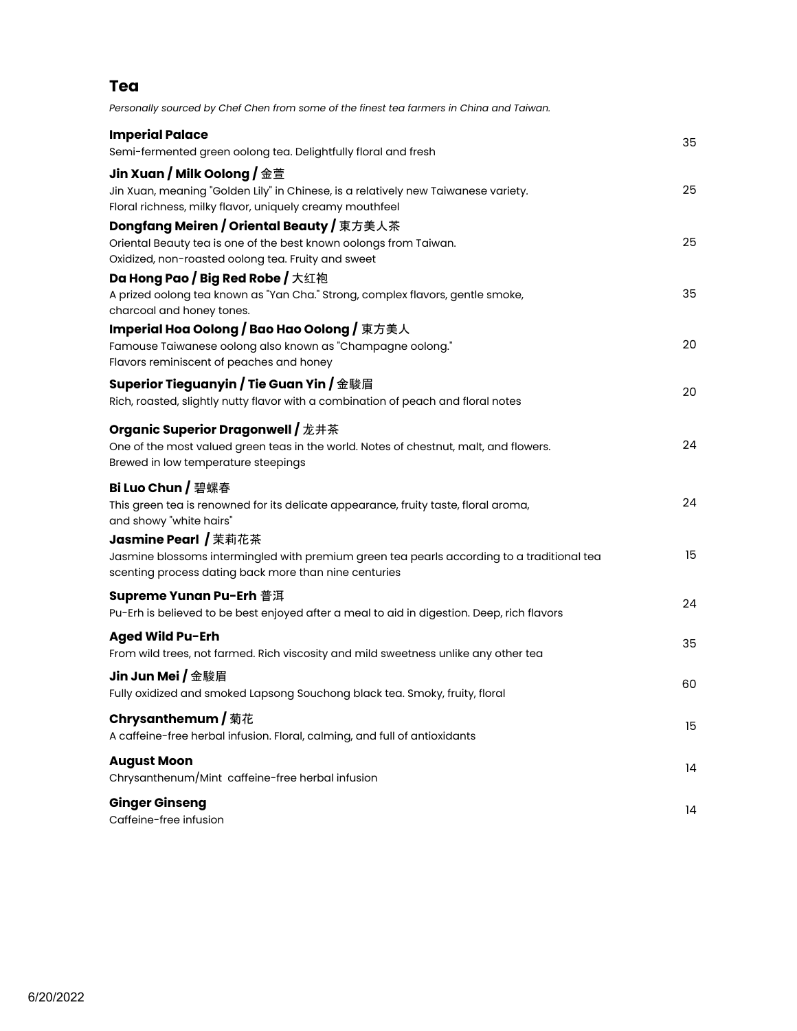## Tea

*Personally sourced by Chef Chen from some of the finest tea farmers in China and Taiwan.*

**Imperial Palace** — 35
Semi-fermented green oolong tea. Delightfully floral and fresh

**Jin Xuan / Milk Oolong / 金萱** — 25
Jin Xuan, meaning "Golden Lily" in Chinese, is a relatively new Taiwanese variety.
Floral richness, milky flavor, uniquely creamy mouthfeel

**Dongfang Meiren / Oriental Beauty / 東方美人茶** — 25
Oriental Beauty tea is one of the best known oolongs from Taiwan.
Oxidized, non-roasted oolong tea. Fruity and sweet

**Da Hong Pao / Big Red Robe / 大红袍** — 35
A prized oolong tea known as "Yan Cha." Strong, complex flavors, gentle smoke,
charcoal and honey tones.

**Imperial Hoa Oolong / Bao Hao Oolong / 東方美人** — 20
Famouse Taiwanese oolong also known as "Champagne oolong."
Flavors reminiscent of peaches and honey

**Superior Tieguanyin / Tie Guan Yin / 金駿眉** — 20
Rich, roasted, slightly nutty flavor with a combination of peach and floral notes

**Organic Superior Dragonwell / 龙井茶** — 24
One of the most valued green teas in the world. Notes of chestnut, malt, and flowers.
Brewed in low temperature steepings

**Bi Luo Chun / 碧螺春** — 24
This green tea is renowned for its delicate appearance, fruity taste, floral aroma,
and showy "white hairs"

**Jasmine Pearl / 茉莉花茶** — 15
Jasmine blossoms intermingled with premium green tea pearls according to a traditional tea
scenting process dating back more than nine centuries

**Supreme Yunan Pu-Erh 普洱** — 24
Pu-Erh is believed to be best enjoyed after a meal to aid in digestion. Deep, rich flavors

**Aged Wild Pu-Erh** — 35
From wild trees, not farmed. Rich viscosity and mild sweetness unlike any other tea

**Jin Jun Mei / 金駿眉** — 60
Fully oxidized and smoked Lapsong Souchong black tea. Smoky, fruity, floral

**Chrysanthemum / 菊花** — 15
A caffeine-free herbal infusion. Floral, calming, and full of antioxidants

**August Moon** — 14
Chrysanthenum/Mint caffeine-free herbal infusion

**Ginger Ginseng** — 14
Caffeine-free infusion

6/20/2022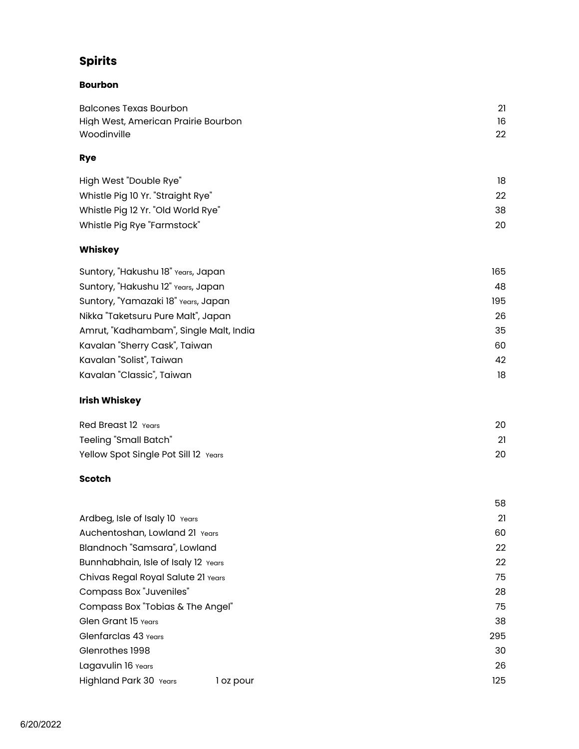# Spirits

## Bourbon

| | |
|---|---|
| Balcones Texas Bourbon | 21 |
| High West, American Prairie Bourbon | 16 |
| Woodinville | 22 |

## Rye

| | |
|---|---|
| High West "Double Rye" | 18 |
| Whistle Pig 10 Yr. "Straight Rye" | 22 |
| Whistle Pig 12 Yr. "Old World Rye" | 38 |
| Whistle Pig Rye "Farmstock" | 20 |

## Whiskey

| | |
|---|---|
| Suntory, "Hakushu 18" Years, Japan | 165 |
| Suntory, "Hakushu 12" Years, Japan | 48 |
| Suntory, "Yamazaki 18" Years, Japan | 195 |
| Nikka "Taketsuru Pure Malt", Japan | 26 |
| Amrut, "Kadhambam", Single Malt, India | 35 |
| Kavalan "Sherry Cask", Taiwan | 60 |
| Kavalan "Solist", Taiwan | 42 |
| Kavalan "Classic", Taiwan | 18 |

## Irish Whiskey

| | |
|---|---|
| Red Breast 12 Years | 20 |
| Teeling "Small Batch" | 21 |
| Yellow Spot Single Pot Sill 12 Years | 20 |

## Scotch

| | |
|---|---|
| | 58 |
| Ardbeg, Isle of Isaly 10 Years | 21 |
| Auchentoshan, Lowland 21 Years | 60 |
| Blandnoch "Samsara", Lowland | 22 |
| Bunnhabhain, Isle of Isaly 12 Years | 22 |
| Chivas Regal Royal Salute 21 Years | 75 |
| Compass Box "Juveniles" | 28 |
| Compass Box "Tobias & The Angel" | 75 |
| Glen Grant 15 Years | 38 |
| Glenfarclas 43 Years | 295 |
| Glenrothes 1998 | 30 |
| Lagavulin 16 Years | 26 |
| Highland Park 30 Years 1 oz pour | 125 |

6/20/2022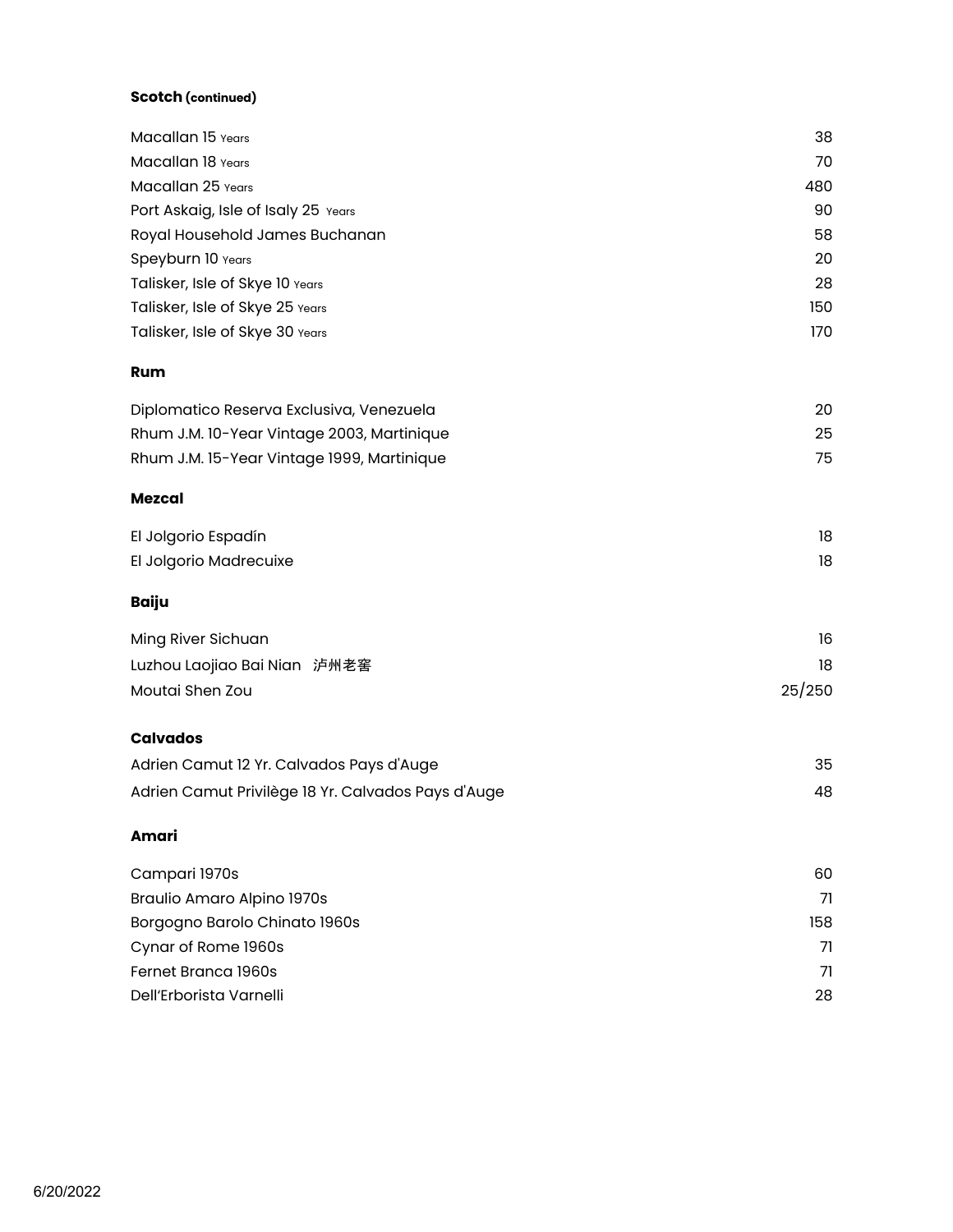### Scotch (continued)

| | |
|---|---|
| Macallan 15 Years | 38 |
| Macallan 18 Years | 70 |
| Macallan 25 Years | 480 |
| Port Askaig, Isle of Isaly 25 Years | 90 |
| Royal Household James Buchanan | 58 |
| Speyburn 10 Years | 20 |
| Talisker, Isle of Skye 10 Years | 28 |
| Talisker, Isle of Skye 25 Years | 150 |
| Talisker, Isle of Skye 30 Years | 170 |

### Rum

| | |
|---|---|
| Diplomatico Reserva Exclusiva, Venezuela | 20 |
| Rhum J.M. 10-Year Vintage 2003, Martinique | 25 |
| Rhum J.M. 15-Year Vintage 1999, Martinique | 75 |

### Mezcal

| | |
|---|---|
| El Jolgorio Espadín | 18 |
| El Jolgorio Madrecuixe | 18 |

### Baiju

| | |
|---|---|
| Ming River Sichuan | 16 |
| Luzhou Laojiao Bai Nian 泸州老窖 | 18 |
| Moutai Shen Zou | 25/250 |

### Calvados

| | |
|---|---|
| Adrien Camut 12 Yr. Calvados Pays d'Auge | 35 |
| Adrien Camut Privilège 18 Yr. Calvados Pays d'Auge | 48 |

### Amari

| | |
|---|---|
| Campari 1970s | 60 |
| Braulio Amaro Alpino 1970s | 71 |
| Borgogno Barolo Chinato 1960s | 158 |
| Cynar of Rome 1960s | 71 |
| Fernet Branca 1960s | 71 |
| Dell'Erborista Varnelli | 28 |

6/20/2022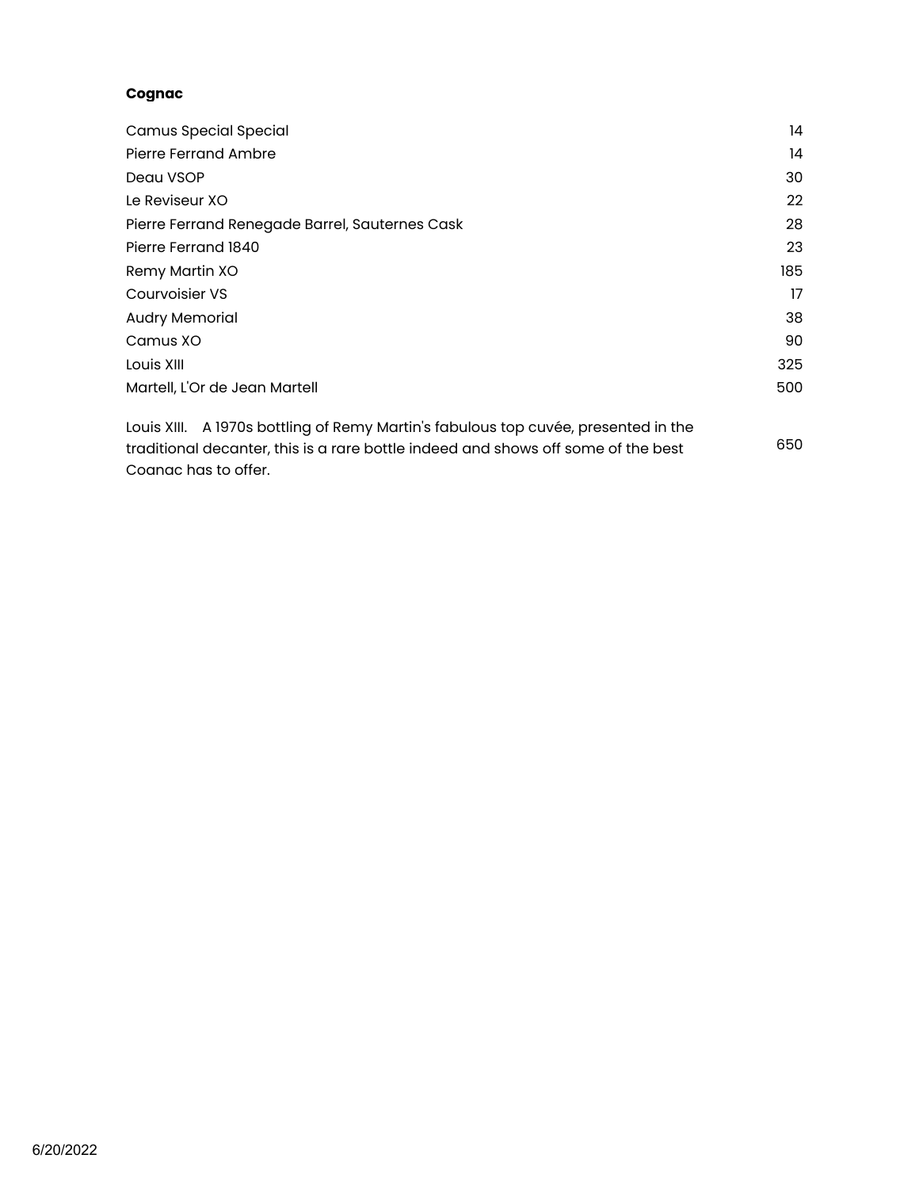**Cognac**

| | |
|---|---|
| Camus Special Special | 14 |
| Pierre Ferrand Ambre | 14 |
| Deau VSOP | 30 |
| Le Reviseur XO | 22 |
| Pierre Ferrand Renegade Barrel, Sauternes Cask | 28 |
| Pierre Ferrand 1840 | 23 |
| Remy Martin XO | 185 |
| Courvoisier VS | 17 |
| Audry Memorial | 38 |
| Camus XO | 90 |
| Louis XIII | 325 |
| Martell, L'Or de Jean Martell | 500 |
| Louis XIII. A 1970s bottling of Remy Martin's fabulous top cuvée, presented in the traditional decanter, this is a rare bottle indeed and shows off some of the best Cognac has to offer. | 650 |

6/20/2022